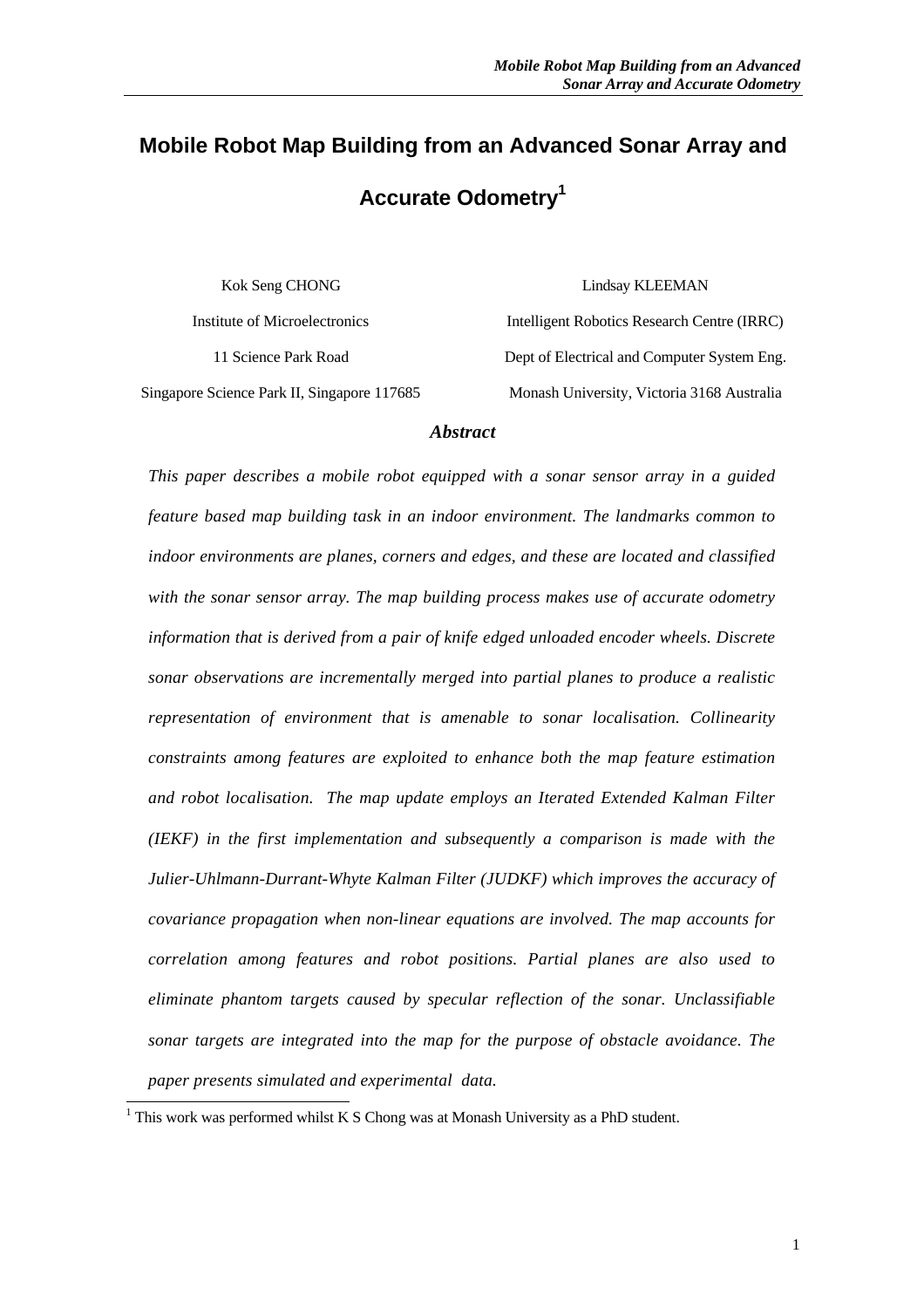# Mobile Robot Map Building from an Advanced Sonar Array and Accurate Odometry[1]

| Kok Seng CHONG | Lindsay KLEEMAN |
|---|---|
| Institute of Microelectronics | Intelligent Robotics Research Centre (IRRC) |
| 11 Science Park Road | Dept of Electrical and Computer System Eng. |
| Singapore Science Park II, Singapore 117685 | Monash University, Victoria 3168 Australia |

### *Abstract*

*This paper describes a mobile robot equipped with a sonar sensor array in a guided feature based map building task in an indoor environment. The landmarks common to indoor environments are planes, corners and edges, and these are located and classified with the sonar sensor array. The map building process makes use of accurate odometry information that is derived from a pair of knife edged unloaded encoder wheels. Discrete sonar observations are incrementally merged into partial planes to produce a realistic representation of environment that is amenable to sonar localisation. Collinearity constraints among features are exploited to enhance both the map feature estimation and robot localisation. The map update employs an Iterated Extended Kalman Filter (IEKF) in the first implementation and subsequently a comparison is made with the Julier-Uhlmann-Durrant-Whyte Kalman Filter (JUDKF) which improves the accuracy of covariance propagation when non-linear equations are involved. The map accounts for correlation among features and robot positions. Partial planes are also used to eliminate phantom targets caused by specular reflection of the sonar. Unclassifiable sonar targets are integrated into the map for the purpose of obstacle avoidance. The paper presents simulated and experimental data.*

[1] This work was performed whilst K S Chong was at Monash University as a PhD student.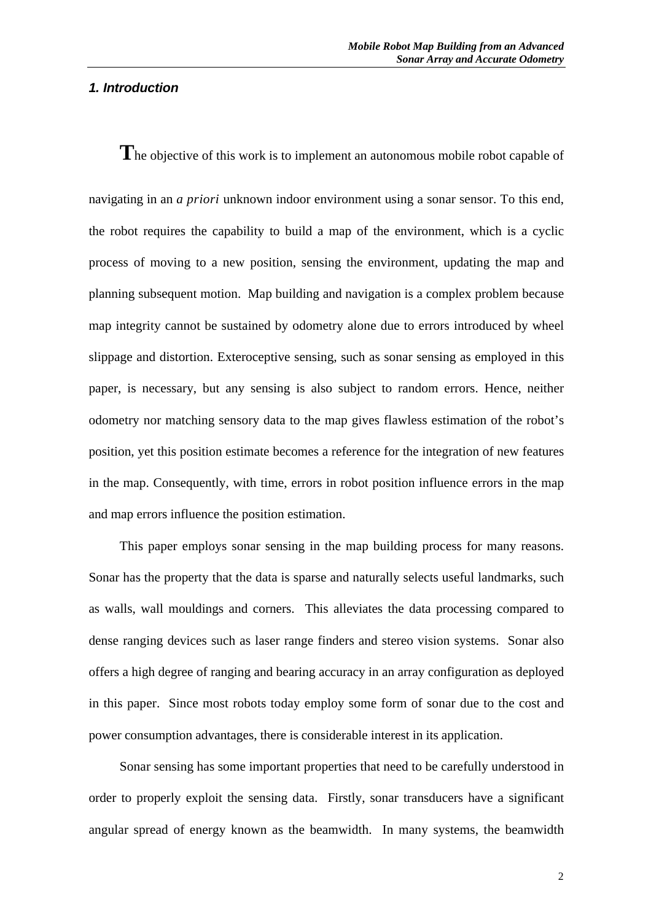## *1. Introduction*

The objective of this work is to implement an autonomous mobile robot capable of navigating in an *a priori* unknown indoor environment using a sonar sensor. To this end, the robot requires the capability to build a map of the environment, which is a cyclic process of moving to a new position, sensing the environment, updating the map and planning subsequent motion. Map building and navigation is a complex problem because map integrity cannot be sustained by odometry alone due to errors introduced by wheel slippage and distortion. Exteroceptive sensing, such as sonar sensing as employed in this paper, is necessary, but any sensing is also subject to random errors. Hence, neither odometry nor matching sensory data to the map gives flawless estimation of the robot's position, yet this position estimate becomes a reference for the integration of new features in the map. Consequently, with time, errors in robot position influence errors in the map and map errors influence the position estimation.

This paper employs sonar sensing in the map building process for many reasons. Sonar has the property that the data is sparse and naturally selects useful landmarks, such as walls, wall mouldings and corners. This alleviates the data processing compared to dense ranging devices such as laser range finders and stereo vision systems. Sonar also offers a high degree of ranging and bearing accuracy in an array configuration as deployed in this paper. Since most robots today employ some form of sonar due to the cost and power consumption advantages, there is considerable interest in its application.

Sonar sensing has some important properties that need to be carefully understood in order to properly exploit the sensing data. Firstly, sonar transducers have a significant angular spread of energy known as the beamwidth. In many systems, the beamwidth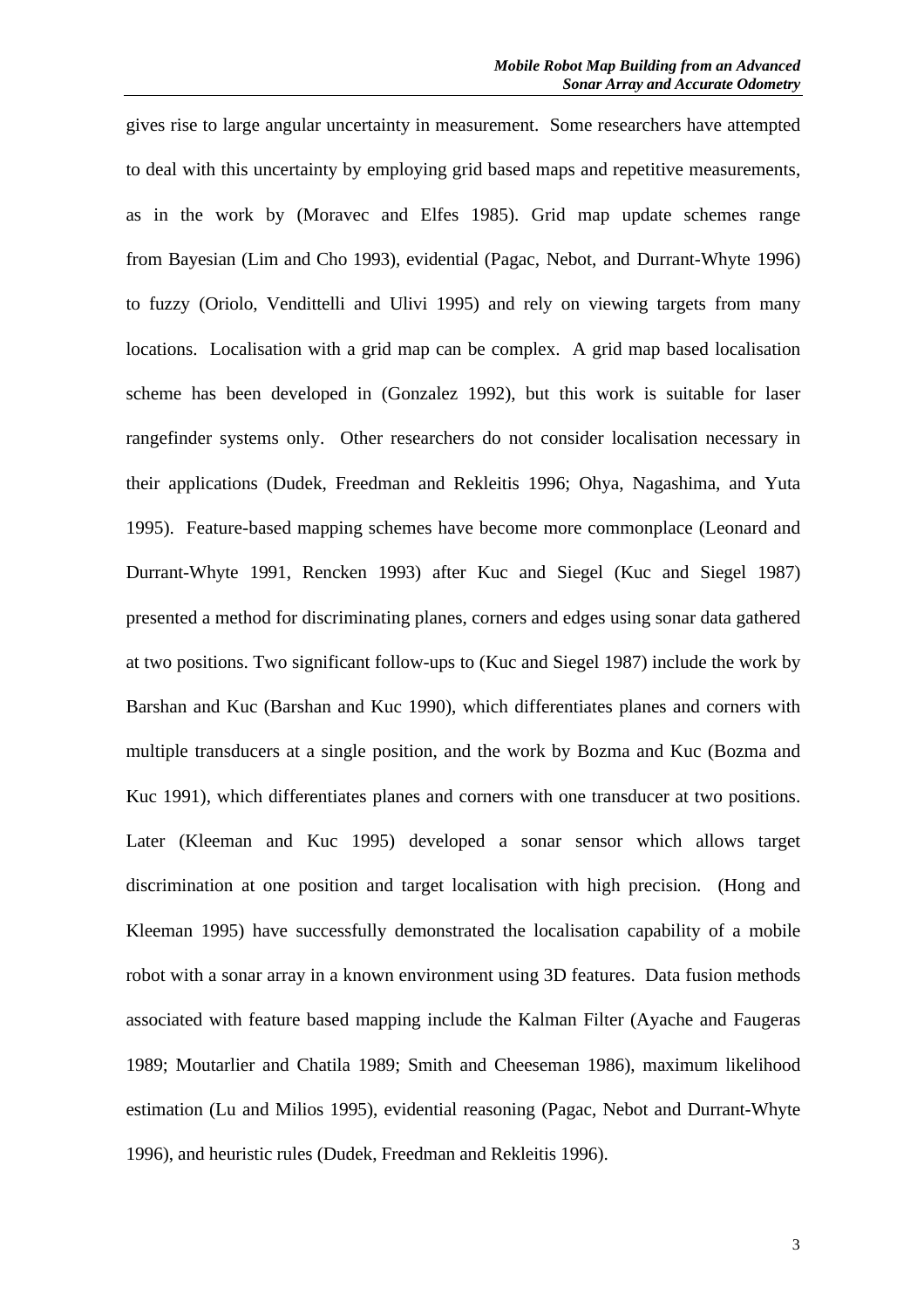gives rise to large angular uncertainty in measurement. Some researchers have attempted to deal with this uncertainty by employing grid based maps and repetitive measurements, as in the work by (Moravec and Elfes 1985). Grid map update schemes range from Bayesian (Lim and Cho 1993), evidential (Pagac, Nebot, and Durrant-Whyte 1996) to fuzzy (Oriolo, Vendittelli and Ulivi 1995) and rely on viewing targets from many locations. Localisation with a grid map can be complex. A grid map based localisation scheme has been developed in (Gonzalez 1992), but this work is suitable for laser rangefinder systems only. Other researchers do not consider localisation necessary in their applications (Dudek, Freedman and Rekleitis 1996; Ohya, Nagashima, and Yuta 1995). Feature-based mapping schemes have become more commonplace (Leonard and Durrant-Whyte 1991, Rencken 1993) after Kuc and Siegel (Kuc and Siegel 1987) presented a method for discriminating planes, corners and edges using sonar data gathered at two positions. Two significant follow-ups to (Kuc and Siegel 1987) include the work by Barshan and Kuc (Barshan and Kuc 1990), which differentiates planes and corners with multiple transducers at a single position, and the work by Bozma and Kuc (Bozma and Kuc 1991), which differentiates planes and corners with one transducer at two positions. Later (Kleeman and Kuc 1995) developed a sonar sensor which allows target discrimination at one position and target localisation with high precision. (Hong and Kleeman 1995) have successfully demonstrated the localisation capability of a mobile robot with a sonar array in a known environment using 3D features. Data fusion methods associated with feature based mapping include the Kalman Filter (Ayache and Faugeras 1989; Moutarlier and Chatila 1989; Smith and Cheeseman 1986), maximum likelihood estimation (Lu and Milios 1995), evidential reasoning (Pagac, Nebot and Durrant-Whyte 1996), and heuristic rules (Dudek, Freedman and Rekleitis 1996).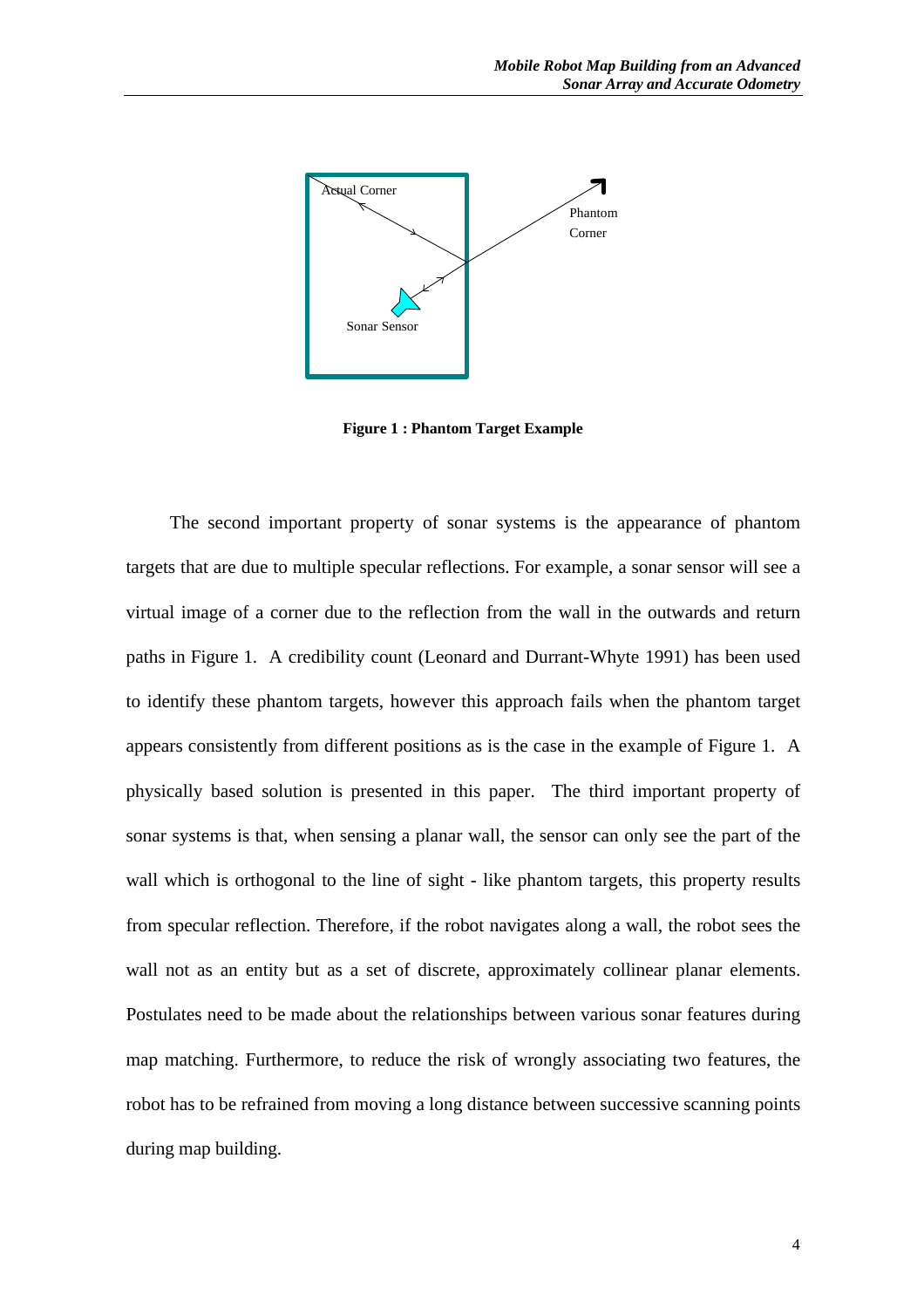**Figure 1 : Phantom Target Example**

The second important property of sonar systems is the appearance of phantom targets that are due to multiple specular reflections. For example, a sonar sensor will see a virtual image of a corner due to the reflection from the wall in the outwards and return paths in Figure 1. A credibility count (Leonard and Durrant-Whyte 1991) has been used to identify these phantom targets, however this approach fails when the phantom target appears consistently from different positions as is the case in the example of Figure 1. A physically based solution is presented in this paper. The third important property of sonar systems is that, when sensing a planar wall, the sensor can only see the part of the wall which is orthogonal to the line of sight - like phantom targets, this property results from specular reflection. Therefore, if the robot navigates along a wall, the robot sees the wall not as an entity but as a set of discrete, approximately collinear planar elements. Postulates need to be made about the relationships between various sonar features during map matching. Furthermore, to reduce the risk of wrongly associating two features, the robot has to be refrained from moving a long distance between successive scanning points during map building.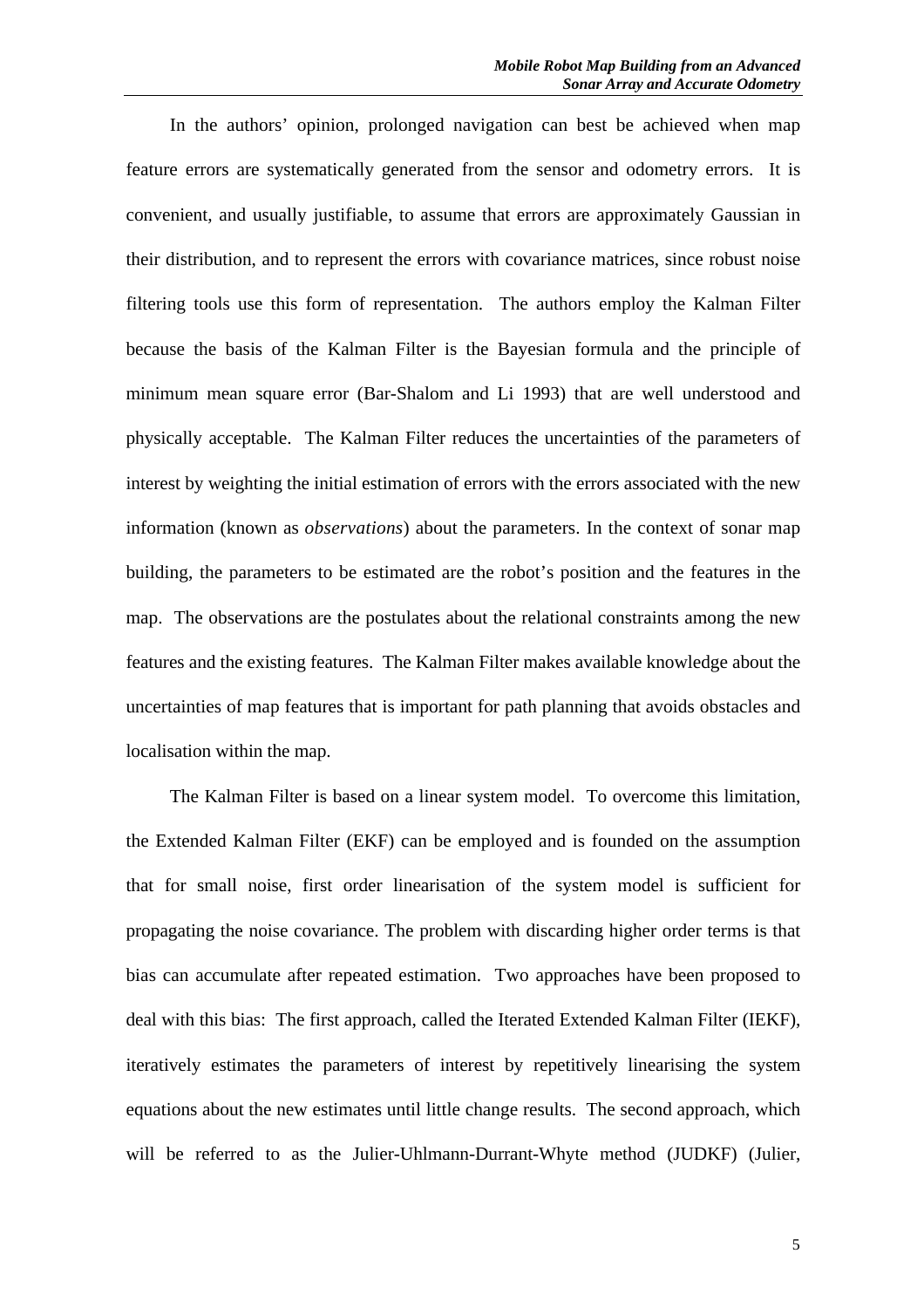In the authors' opinion, prolonged navigation can best be achieved when map feature errors are systematically generated from the sensor and odometry errors. It is convenient, and usually justifiable, to assume that errors are approximately Gaussian in their distribution, and to represent the errors with covariance matrices, since robust noise filtering tools use this form of representation. The authors employ the Kalman Filter because the basis of the Kalman Filter is the Bayesian formula and the principle of minimum mean square error (Bar-Shalom and Li 1993) that are well understood and physically acceptable. The Kalman Filter reduces the uncertainties of the parameters of interest by weighting the initial estimation of errors with the errors associated with the new information (known as *observations*) about the parameters. In the context of sonar map building, the parameters to be estimated are the robot's position and the features in the map. The observations are the postulates about the relational constraints among the new features and the existing features. The Kalman Filter makes available knowledge about the uncertainties of map features that is important for path planning that avoids obstacles and localisation within the map.

The Kalman Filter is based on a linear system model. To overcome this limitation, the Extended Kalman Filter (EKF) can be employed and is founded on the assumption that for small noise, first order linearisation of the system model is sufficient for propagating the noise covariance. The problem with discarding higher order terms is that bias can accumulate after repeated estimation. Two approaches have been proposed to deal with this bias: The first approach, called the Iterated Extended Kalman Filter (IEKF), iteratively estimates the parameters of interest by repetitively linearising the system equations about the new estimates until little change results. The second approach, which will be referred to as the Julier-Uhlmann-Durrant-Whyte method (JUDKF) (Julier,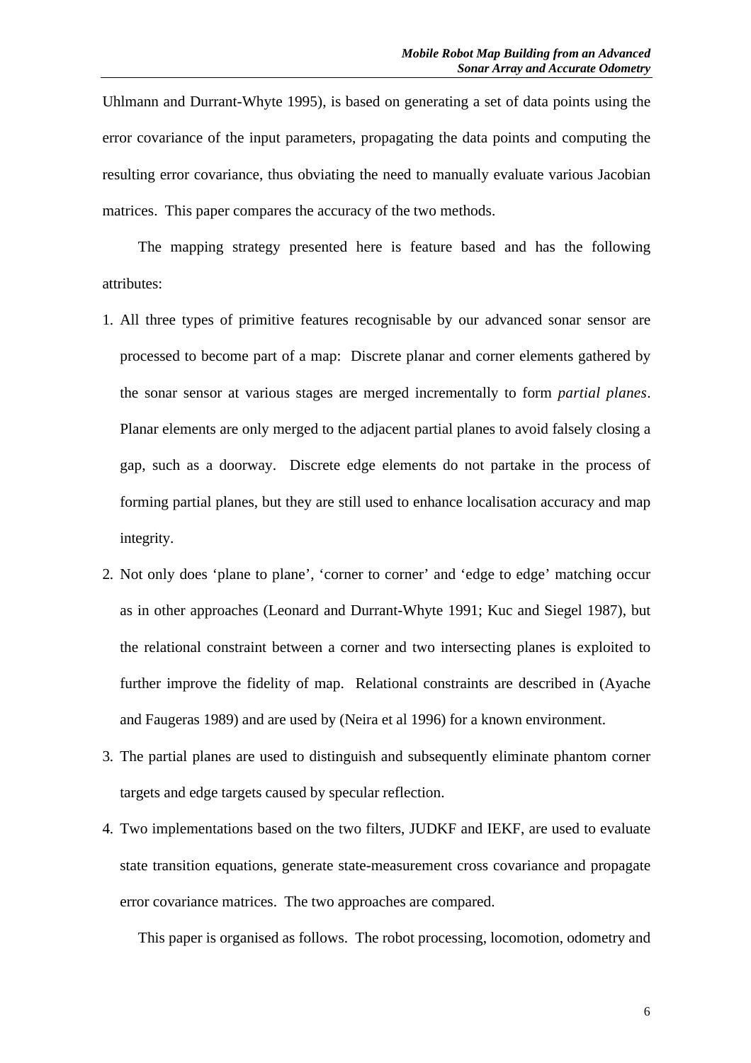Uhlmann and Durrant-Whyte 1995), is based on generating a set of data points using the error covariance of the input parameters, propagating the data points and computing the resulting error covariance, thus obviating the need to manually evaluate various Jacobian matrices. This paper compares the accuracy of the two methods.

The mapping strategy presented here is feature based and has the following attributes:

1. All three types of primitive features recognisable by our advanced sonar sensor are processed to become part of a map: Discrete planar and corner elements gathered by the sonar sensor at various stages are merged incrementally to form *partial planes*. Planar elements are only merged to the adjacent partial planes to avoid falsely closing a gap, such as a doorway. Discrete edge elements do not partake in the process of forming partial planes, but they are still used to enhance localisation accuracy and map integrity.
2. Not only does 'plane to plane', 'corner to corner' and 'edge to edge' matching occur as in other approaches (Leonard and Durrant-Whyte 1991; Kuc and Siegel 1987), but the relational constraint between a corner and two intersecting planes is exploited to further improve the fidelity of map. Relational constraints are described in (Ayache and Faugeras 1989) and are used by (Neira et al 1996) for a known environment.
3. The partial planes are used to distinguish and subsequently eliminate phantom corner targets and edge targets caused by specular reflection.
4. Two implementations based on the two filters, JUDKF and IEKF, are used to evaluate state transition equations, generate state-measurement cross covariance and propagate error covariance matrices. The two approaches are compared.

This paper is organised as follows. The robot processing, locomotion, odometry and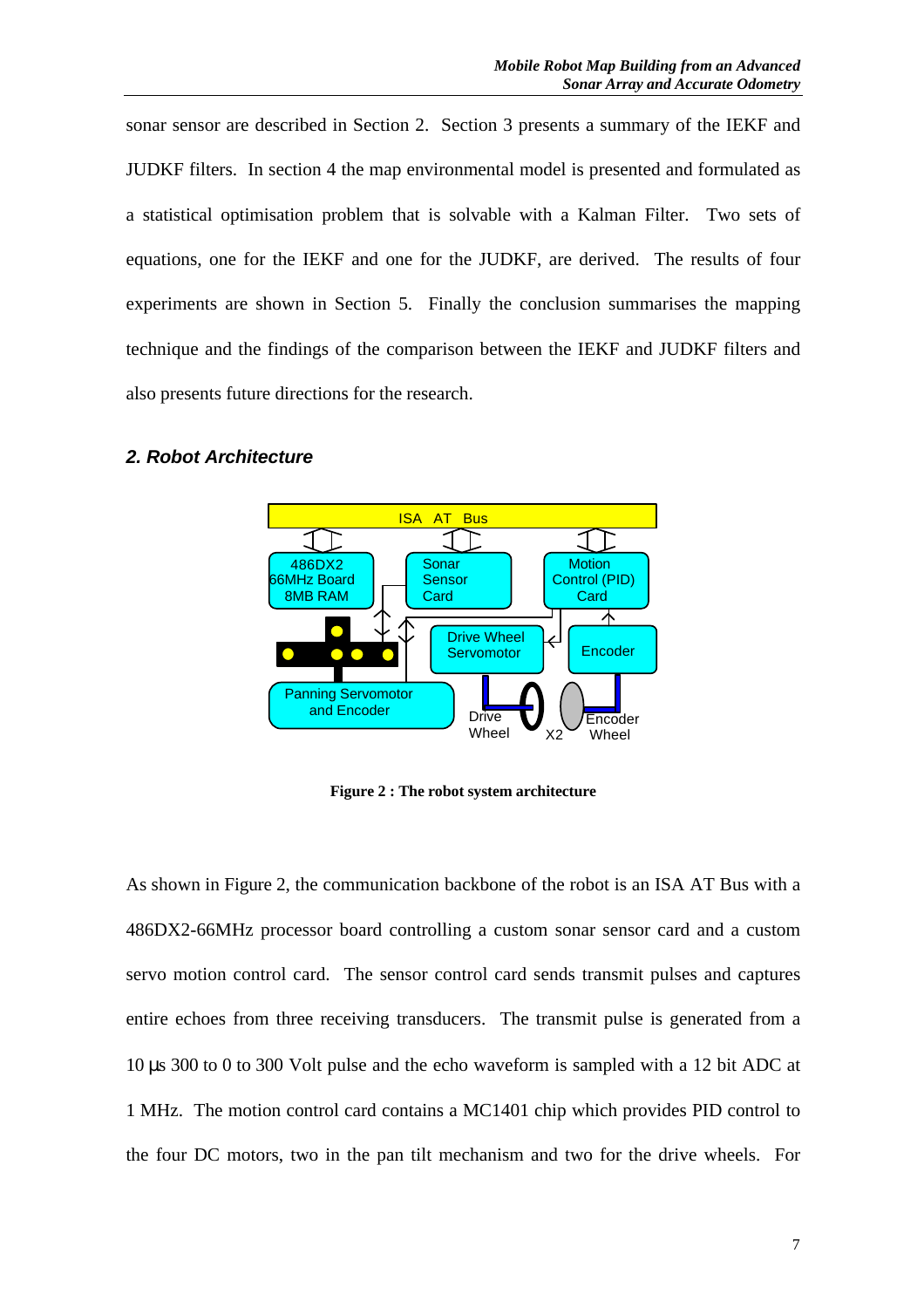sonar sensor are described in Section 2. Section 3 presents a summary of the IEKF and JUDKF filters. In section 4 the map environmental model is presented and formulated as a statistical optimisation problem that is solvable with a Kalman Filter. Two sets of equations, one for the IEKF and one for the JUDKF, are derived. The results of four experiments are shown in Section 5. Finally the conclusion summarises the mapping technique and the findings of the comparison between the IEKF and JUDKF filters and also presents future directions for the research.

## *2. Robot Architecture*

**Figure 2 : The robot system architecture**

As shown in Figure 2, the communication backbone of the robot is an ISA AT Bus with a 486DX2-66MHz processor board controlling a custom sonar sensor card and a custom servo motion control card. The sensor control card sends transmit pulses and captures entire echoes from three receiving transducers. The transmit pulse is generated from a 10 μs 300 to 0 to 300 Volt pulse and the echo waveform is sampled with a 12 bit ADC at 1 MHz. The motion control card contains a MC1401 chip which provides PID control to the four DC motors, two in the pan tilt mechanism and two for the drive wheels. For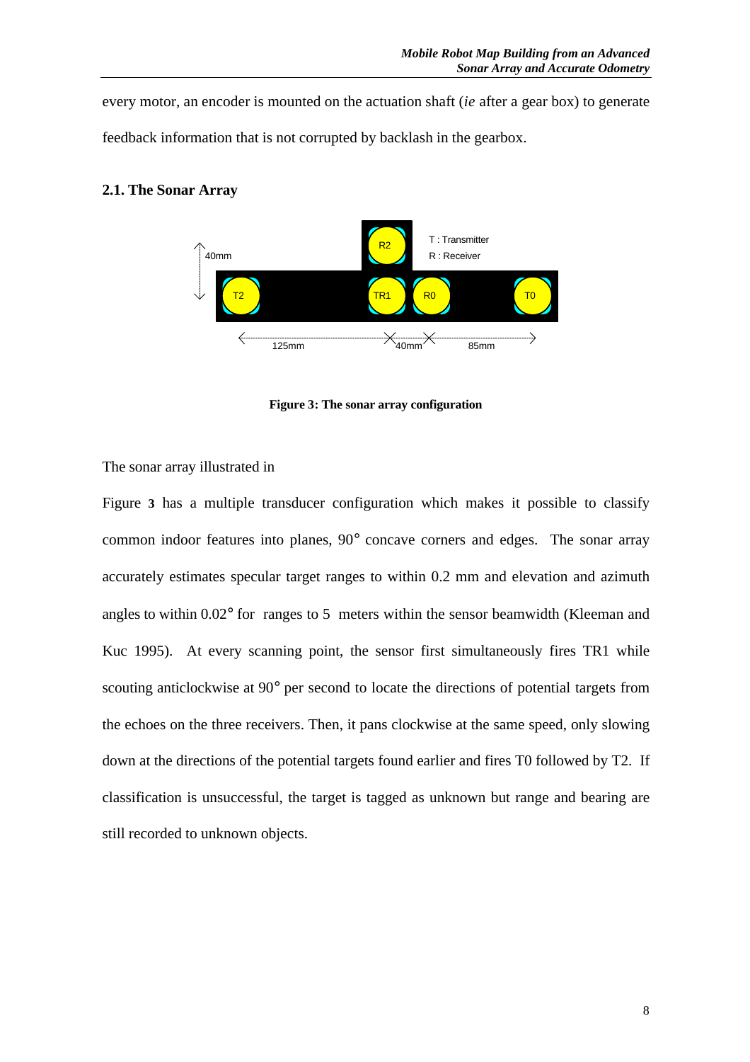every motor, an encoder is mounted on the actuation shaft (*ie* after a gear box) to generate feedback information that is not corrupted by backlash in the gearbox.

### 2.1. The Sonar Array

**Figure 3: The sonar array configuration**

The sonar array illustrated in Figure **3** has a multiple transducer configuration which makes it possible to classify common indoor features into planes, 90° concave corners and edges. The sonar array accurately estimates specular target ranges to within 0.2 mm and elevation and azimuth angles to within 0.02° for ranges to 5 meters within the sensor beamwidth (Kleeman and Kuc 1995). At every scanning point, the sensor first simultaneously fires TR1 while scouting anticlockwise at 90° per second to locate the directions of potential targets from the echoes on the three receivers. Then, it pans clockwise at the same speed, only slowing down at the directions of the potential targets found earlier and fires T0 followed by T2. If classification is unsuccessful, the target is tagged as unknown but range and bearing are still recorded to unknown objects.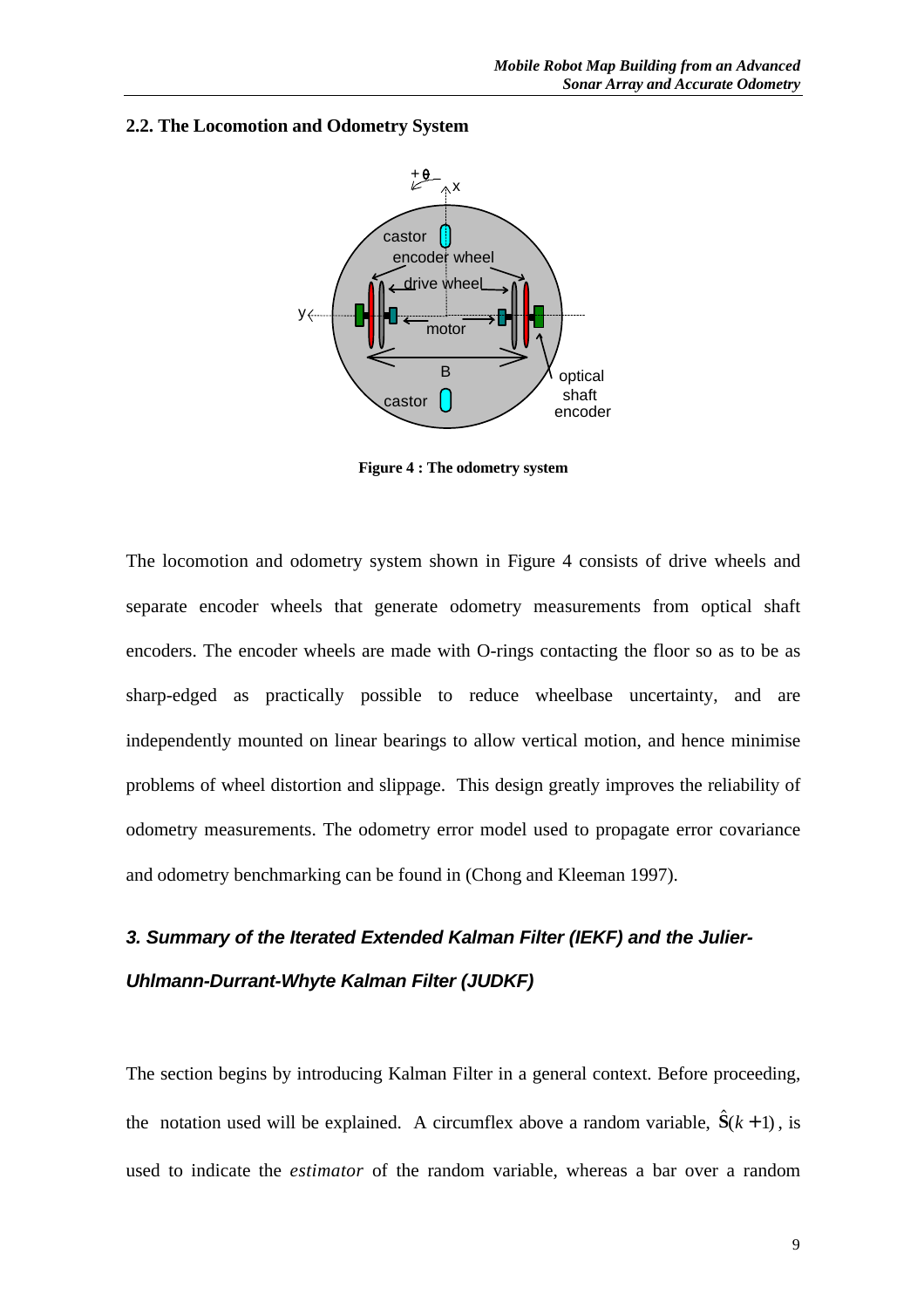## 2.2. The Locomotion and Odometry System

**Figure 4 : The odometry system**

The locomotion and odometry system shown in Figure 4 consists of drive wheels and separate encoder wheels that generate odometry measurements from optical shaft encoders. The encoder wheels are made with O-rings contacting the floor so as to be as sharp-edged as practically possible to reduce wheelbase uncertainty, and are independently mounted on linear bearings to allow vertical motion, and hence minimise problems of wheel distortion and slippage. This design greatly improves the reliability of odometry measurements. The odometry error model used to propagate error covariance and odometry benchmarking can be found in (Chong and Kleeman 1997).

## *3. Summary of the Iterated Extended Kalman Filter (IEKF) and the Julier-Uhlmann-Durrant-Whyte Kalman Filter (JUDKF)*

The section begins by introducing Kalman Filter in a general context. Before proceeding, the notation used will be explained. A circumflex above a random variable, $\hat{\mathrm{S}}(k+1)$, is used to indicate the *estimator* of the random variable, whereas a bar over a random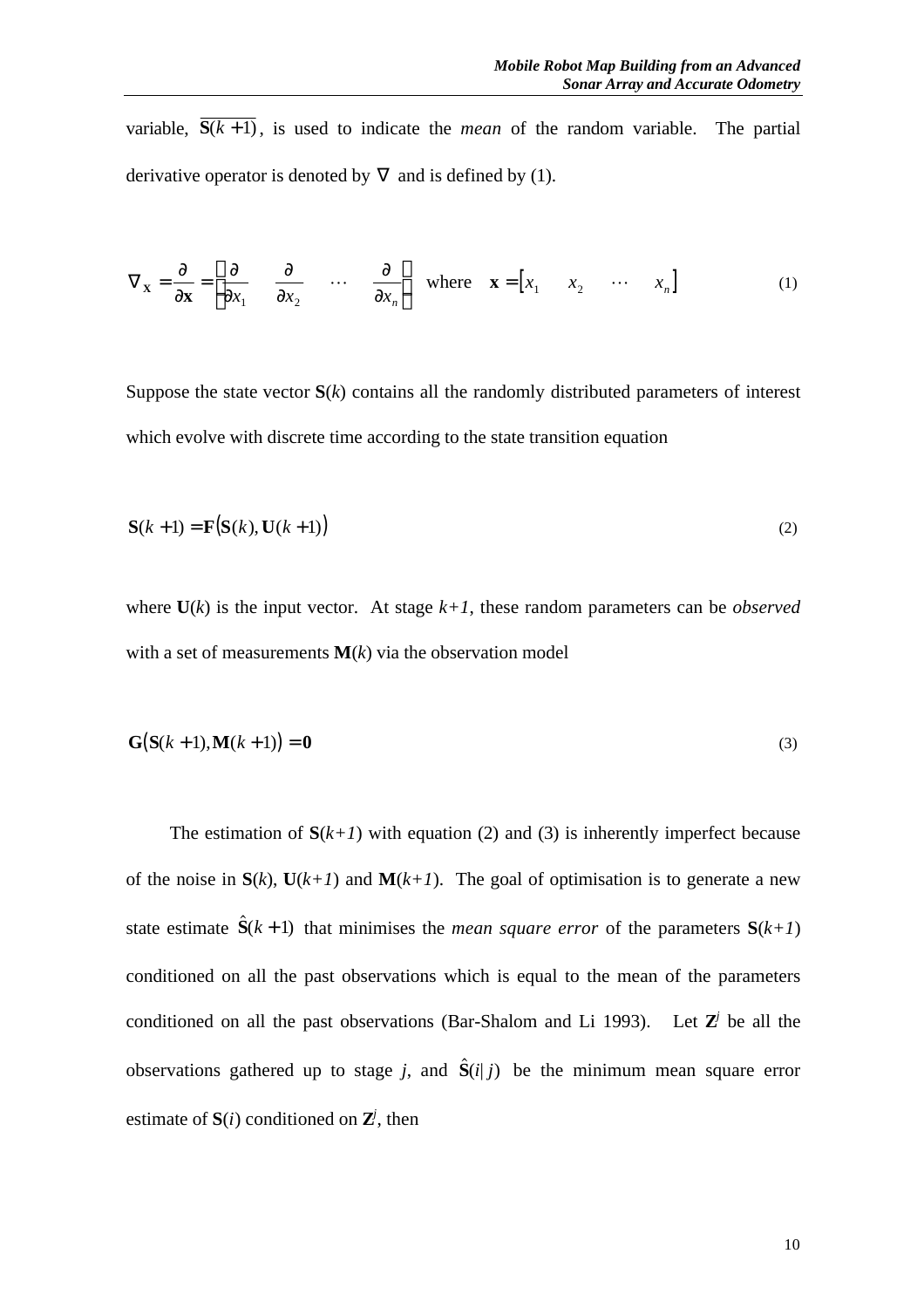variable, $\overline{\mathbf{S}(k+1)}$, is used to indicate the *mean* of the random variable. The partial derivative operator is denoted by $\nabla$ and is defined by (1).

$$\nabla_{\mathrm{x}} = \frac{\partial}{\partial \mathbf{x}} = \begin{bmatrix} \frac{\partial}{\partial x_1} & \frac{\partial}{\partial x_2} & \cdots & \frac{\partial}{\partial x_n} \end{bmatrix} \quad \text{where} \quad \mathbf{x} = \begin{bmatrix} x_1 & x_2 & \cdots & x_n \end{bmatrix} \tag{1}$$

Suppose the state vector $\mathbf{S}(k)$ contains all the randomly distributed parameters of interest which evolve with discrete time according to the state transition equation

$$\mathbf{S}(k+1) = \mathbf{F}\left(\mathbf{S}(k), \mathbf{U}(k+1)\right) \tag{2}$$

where $\mathbf{U}(k)$ is the input vector. At stage *k+1*, these random parameters can be *observed* with a set of measurements $\mathbf{M}(k)$ via the observation model

$$\mathbf{G}\left(\mathbf{S}(k+1), \mathbf{M}(k+1)\right) = \mathbf{0} \tag{3}$$

The estimation of $\mathbf{S}(k+1)$ with equation (2) and (3) is inherently imperfect because of the noise in $\mathbf{S}(k)$, $\mathbf{U}(k+1)$ and $\mathbf{M}(k+1)$. The goal of optimisation is to generate a new state estimate $\hat{\mathbf{S}}(k+1)$ that minimises the *mean square error* of the parameters $\mathbf{S}(k+1)$ conditioned on all the past observations which is equal to the mean of the parameters conditioned on all the past observations (Bar-Shalom and Li 1993). Let $\mathbf{Z}^j$ be all the observations gathered up to stage *j*, and $\hat{\mathbf{S}}(i|j)$ be the minimum mean square error estimate of $\mathbf{S}(i)$ conditioned on $\mathbf{Z}^j$, then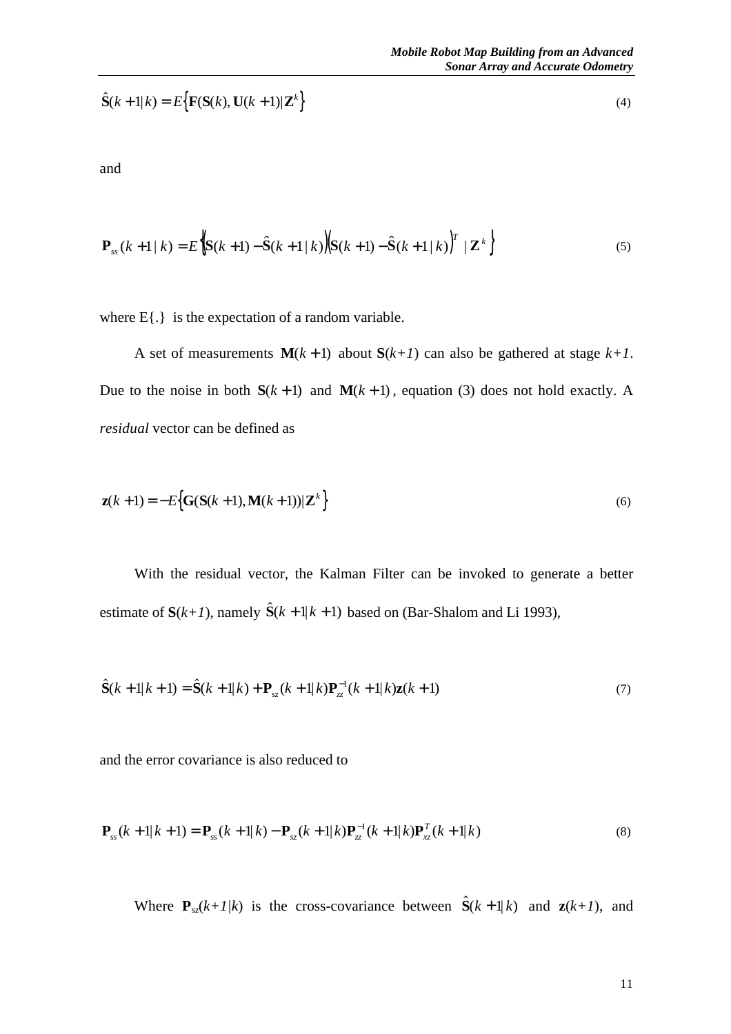$$\hat{\mathbf{S}}(k+1|k) = E\left\{\mathbf{F}(\mathbf{S}(k), \mathbf{U}(k+1)|\mathbf{Z}^k\right\} \tag{4}$$

and

$$\mathbf{P}_{ss}(k+1|k) = E\left\{\left(\mathbf{S}(k+1) - \hat{\mathbf{S}}(k+1|k)\right)\left(\mathbf{S}(k+1) - \hat{\mathbf{S}}(k+1|k)\right)^T | \mathbf{Z}^k\right\} \tag{5}$$

where E{.} is the expectation of a random variable.

A set of measurements $\mathbf{M}(k+1)$ about $\mathbf{S}(k+1)$ can also be gathered at stage $k+1$. Due to the noise in both $\mathbf{S}(k+1)$ and $\mathbf{M}(k+1)$, equation (3) does not hold exactly. A *residual* vector can be defined as

$$\mathbf{z}(k+1) = -E\left\{\mathbf{G}(\mathbf{S}(k+1), \mathbf{M}(k+1))|\mathbf{Z}^k\right\} \tag{6}$$

With the residual vector, the Kalman Filter can be invoked to generate a better estimate of $\mathbf{S}(k+1)$, namely $\hat{\mathbf{S}}(k+1|k+1)$ based on (Bar-Shalom and Li 1993),

$$\hat{\mathbf{S}}(k+1|k+1) = \hat{\mathbf{S}}(k+1|k) + \mathbf{P}_{sz}(k+1|k)\mathbf{P}_{zz}^{-1}(k+1|k)\mathbf{z}(k+1) \tag{7}$$

and the error covariance is also reduced to

$$\mathbf{P}_{ss}(k+1|k+1) = \mathbf{P}_{ss}(k+1|k) - \mathbf{P}_{sz}(k+1|k)\mathbf{P}_{zz}^{-1}(k+1|k)\mathbf{P}_{xz}^{T}(k+1|k) \tag{8}$$

Where $\mathbf{P}_{sz}(k+1|k)$ is the cross-covariance between $\hat{\mathbf{S}}(k+1|k)$ and $\mathbf{z}(k+1)$, and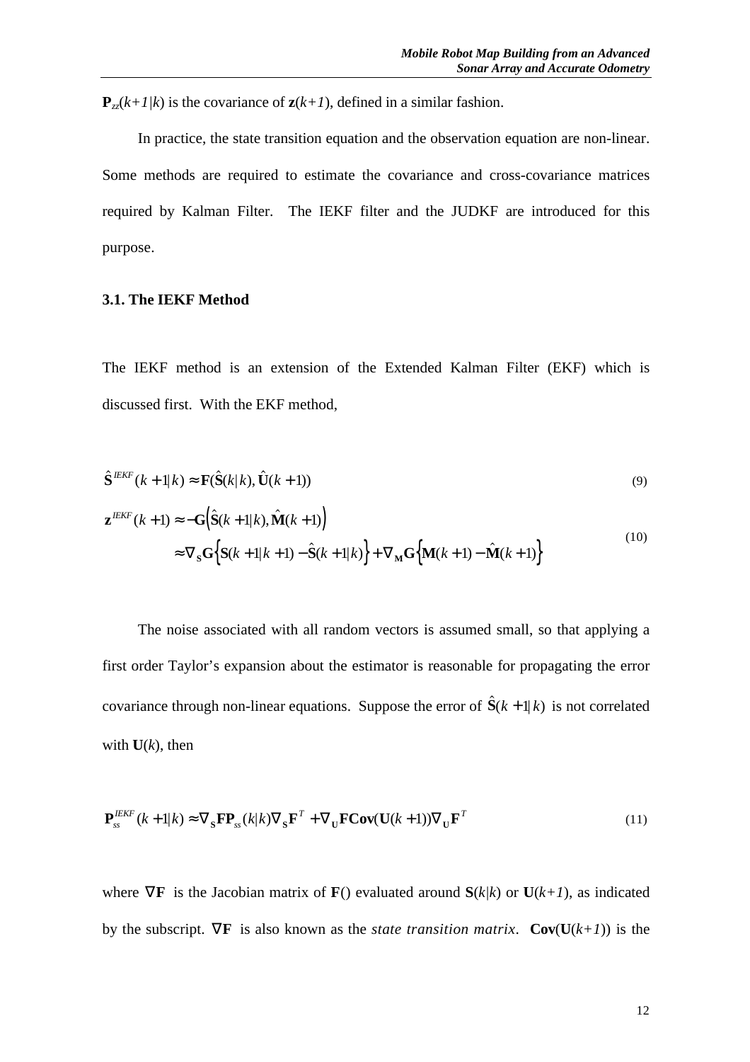$\mathbf{P}_{zz}(k+1|k)$ is the covariance of $\mathbf{z}(k+1)$, defined in a similar fashion.

In practice, the state transition equation and the observation equation are non-linear. Some methods are required to estimate the covariance and cross-covariance matrices required by Kalman Filter. The IEKF filter and the JUDKF are introduced for this purpose.

### 3.1. The IEKF Method

The IEKF method is an extension of the Extended Kalman Filter (EKF) which is discussed first. With the EKF method,

$$\hat{\mathbf{S}}^{IEKF}(k+1|k) \approx \mathbf{F}(\hat{\mathbf{S}}(k|k), \hat{\mathbf{U}}(k+1)) \tag{9}$$

$$\begin{aligned} \mathbf{z}^{IEKF}(k+1) &\approx -\mathbf{G}\left(\hat{\mathbf{S}}(k+1|k), \hat{\mathbf{M}}(k+1)\right) \\ &\approx \nabla_{\mathbf{S}}\mathbf{G}\left\{\mathbf{S}(k+1|k+1) - \hat{\mathbf{S}}(k+1|k)\right\} + \nabla_{\mathbf{M}}\mathbf{G}\left\{\mathbf{M}(k+1) - \hat{\mathbf{M}}(k+1)\right\} \end{aligned} \tag{10}$$

The noise associated with all random vectors is assumed small, so that applying a first order Taylor's expansion about the estimator is reasonable for propagating the error covariance through non-linear equations. Suppose the error of $\hat{\mathbf{S}}(k+1|k)$ is not correlated with $\mathbf{U}(k)$, then

$$\mathbf{P}_{ss}^{IEKF}(k+1|k) \approx \nabla_{\mathbf{S}}\mathbf{F}\mathbf{P}_{ss}(k|k)\nabla_{\mathbf{S}}\mathbf{F}^{T} + \nabla_{\mathbf{U}}\mathbf{F}\mathbf{Cov}(\mathbf{U}(k+1))\nabla_{\mathbf{U}}\mathbf{F}^{T} \tag{11}$$

where $\nabla\mathbf{F}$ is the Jacobian matrix of $\mathbf{F}()$ evaluated around $\mathbf{S}(k|k)$ or $\mathbf{U}(k+1)$, as indicated by the subscript. $\nabla\mathbf{F}$ is also known as the *state transition matrix*. $\mathbf{Cov}(\mathbf{U}(k+1))$ is the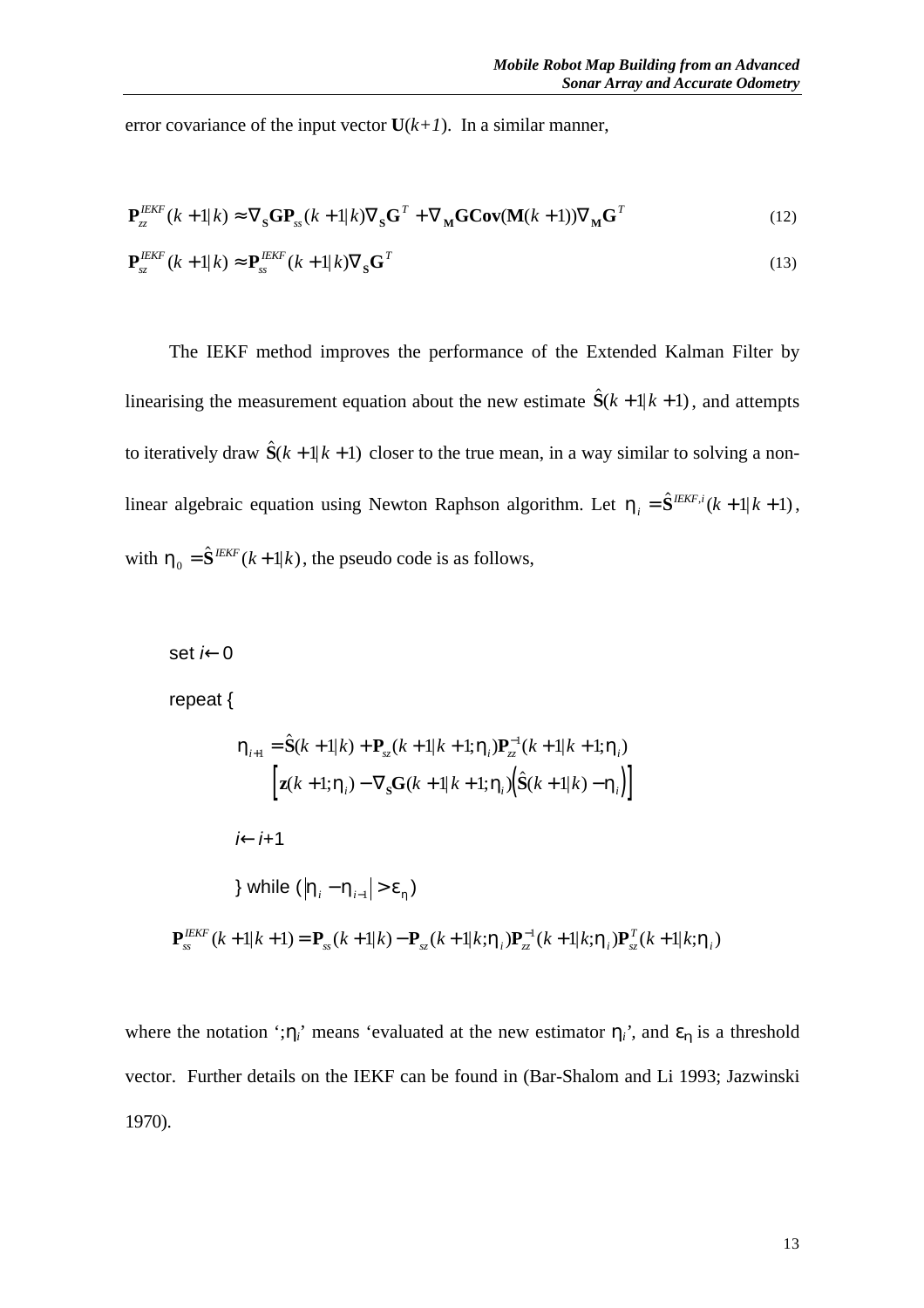error covariance of the input vector $\mathbf{U}(k+1)$. In a similar manner,

$$\mathbf{P}_{zz}^{IEKF}(k+1|k) \approx \nabla_{\mathbf{S}}\mathbf{G}\mathbf{P}_{ss}(k+1|k)\nabla_{\mathbf{S}}\mathbf{G}^{T} + \nabla_{\mathbf{M}}\mathbf{G}\mathbf{Cov}(\mathbf{M}(k+1))\nabla_{\mathbf{M}}\mathbf{G}^{T} \tag{12}$$

$$\mathbf{P}_{sz}^{IEKF}(k+1|k) \approx \mathbf{P}_{ss}^{IEKF}(k+1|k)\nabla_{\mathbf{S}}\mathbf{G}^{T} \tag{13}$$

The IEKF method improves the performance of the Extended Kalman Filter by linearising the measurement equation about the new estimate $\hat{\mathbf{S}}(k+1|k+1)$, and attempts to iteratively draw $\hat{\mathbf{S}}(k+1|k+1)$ closer to the true mean, in a way similar to solving a non-linear algebraic equation using Newton Raphson algorithm. Let $\eta_i = \hat{\mathbf{S}}^{IEKF,i}(k+1|k+1)$, with $\eta_0 = \hat{\mathbf{S}}^{IEKF}(k+1|k)$, the pseudo code is as follows,

set $i \leftarrow 0$

repeat {

$$\eta_{i+1} = \hat{\mathbf{S}}(k+1|k) + \mathbf{P}_{sz}(k+1|k+1;\eta_i)\mathbf{P}_{zz}^{-1}(k+1|k+1;\eta_i)$$
$$\left[\mathbf{z}(k+1;\eta_i) - \nabla_{\mathbf{S}}\mathbf{G}(k+1|k+1;\eta_i)\left(\hat{\mathbf{S}}(k+1|k) - \eta_i\right)\right]$$

$i \leftarrow i+1$

} while $(|\eta_i - \eta_{i-1}| > \varepsilon_\eta)$

$$\mathbf{P}_{ss}^{IEKF}(k+1|k+1) = \mathbf{P}_{ss}(k+1|k) - \mathbf{P}_{sz}(k+1|k;\eta_i)\mathbf{P}_{zz}^{-1}(k+1|k;\eta_i)\mathbf{P}_{sz}^{T}(k+1|k;\eta_i)$$

where the notation '$;\eta_i$' means 'evaluated at the new estimator $\eta_i$', and $\varepsilon_\eta$ is a threshold vector. Further details on the IEKF can be found in (Bar-Shalom and Li 1993; Jazwinski 1970).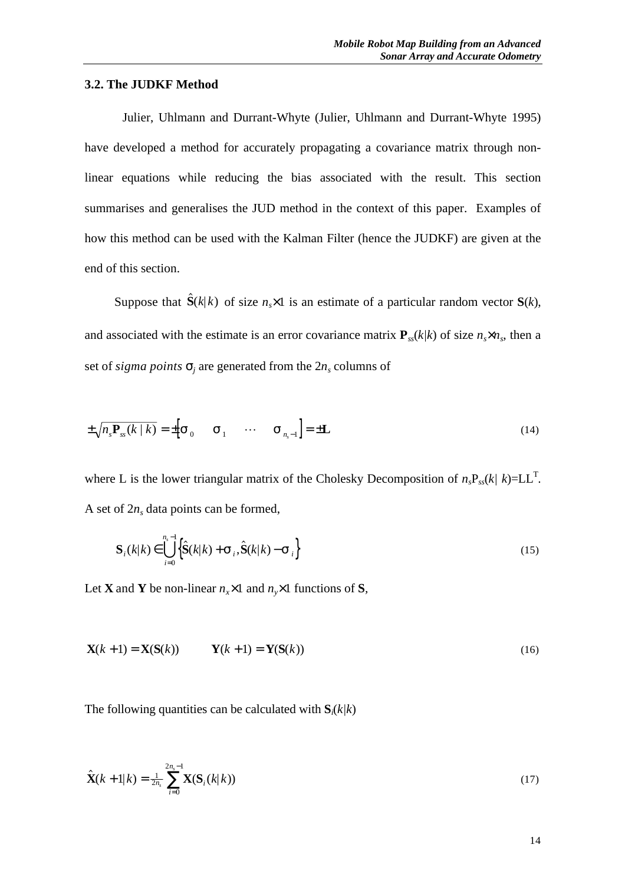### 3.2. The JUDKF Method

Julier, Uhlmann and Durrant-Whyte (Julier, Uhlmann and Durrant-Whyte 1995) have developed a method for accurately propagating a covariance matrix through non-linear equations while reducing the bias associated with the result. This section summarises and generalises the JUD method in the context of this paper. Examples of how this method can be used with the Kalman Filter (hence the JUDKF) are given at the end of this section.

Suppose that $\hat{\mathbf{S}}(k|k)$ of size $n_s \times 1$ is an estimate of a particular random vector $\mathbf{S}(k)$, and associated with the estimate is an error covariance matrix $\mathbf{P}_{ss}(k|k)$ of size $n_s \times n_s$, then a set of *sigma points* $\sigma_j$ are generated from the $2n_s$ columns of

$$\pm\sqrt{n_s \mathbf{P}_{ss}(k \mid k)} = \pm\begin{bmatrix}\sigma_0 & \sigma_1 & \cdots & \sigma_{n_s - 1}\end{bmatrix} = \pm \mathrm{L} \tag{14}$$

where L is the lower triangular matrix of the Cholesky Decomposition of $n_s \mathrm{P}_{ss}(k|\, k) = \mathrm{LL}^{\mathrm{T}}$. A set of $2n_s$ data points can be formed,

$$\mathbf{S}_i(k|k) \in \bigcup_{i=0}^{n_s - 1} \left\{ \hat{\mathbf{S}}(k|k) + \sigma_i, \hat{\mathbf{S}}(k|k) - \sigma_i \right\} \tag{15}$$

Let $\mathbf{X}$ and $\mathbf{Y}$ be non-linear $n_x \times 1$ and $n_y \times 1$ functions of $\mathbf{S}$,

$$\mathbf{X}(k+1) = \mathbf{X}(\mathbf{S}(k)) \qquad \mathbf{Y}(k+1) = \mathbf{Y}(\mathbf{S}(k)) \tag{16}$$

The following quantities can be calculated with $\mathbf{S}_i(k|k)$

$$\hat{\mathbf{X}}(k+1|k) = \tfrac{1}{2n_s} \sum_{i=0}^{2n_s - 1} \mathbf{X}(\mathbf{S}_i(k|k)) \tag{17}$$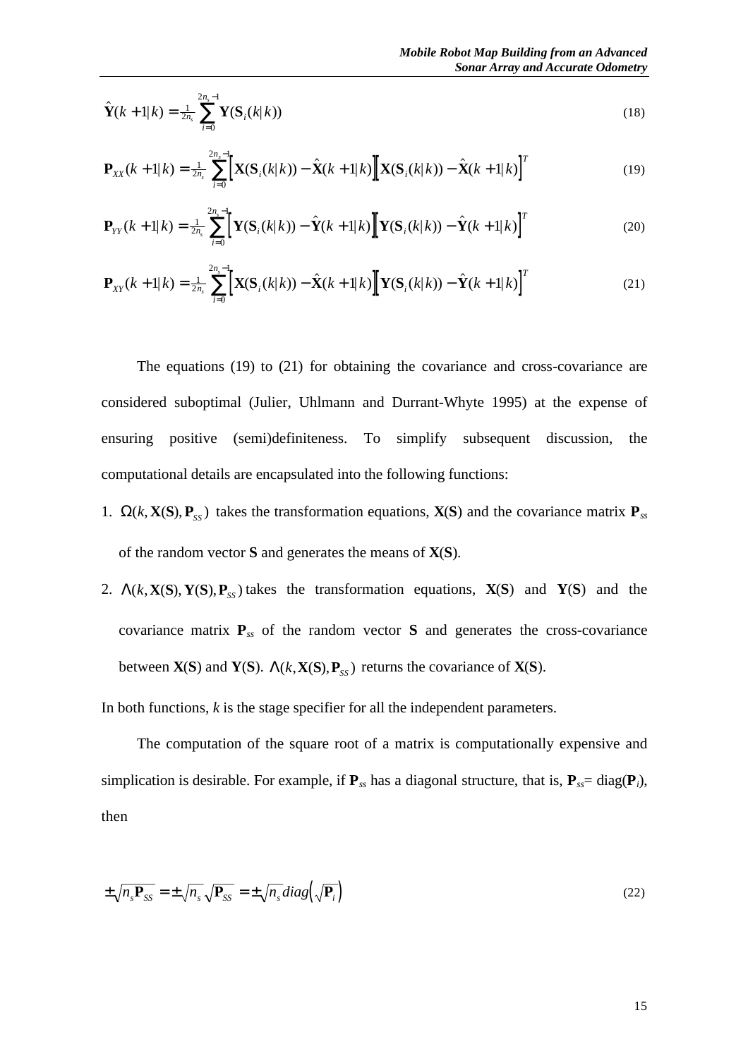$$\hat{\mathbf{Y}}(k+1|k) = \tfrac{1}{2n_s} \sum_{i=0}^{2n_s-1} \mathbf{Y}(\mathbf{S}_i(k|k)) \tag{18}$$

$$\mathbf{P}_{XX}(k+1|k) = \tfrac{1}{2n_s} \sum_{i=0}^{2n_s-1} \Big[\mathbf{X}(\mathbf{S}_i(k|k)) - \hat{\mathbf{X}}(k+1|k)\Big]\Big[\mathbf{X}(\mathbf{S}_i(k|k)) - \hat{\mathbf{X}}(k+1|k)\Big]^T \tag{19}$$

$$\mathbf{P}_{YY}(k+1|k) = \tfrac{1}{2n_s} \sum_{i=0}^{2n_s-1} \Big[\mathbf{Y}(\mathbf{S}_i(k|k)) - \hat{\mathbf{Y}}(k+1|k)\Big]\Big[\mathbf{Y}(\mathbf{S}_i(k|k)) - \hat{\mathbf{Y}}(k+1|k)\Big]^T \tag{20}$$

$$\mathbf{P}_{XY}(k+1|k) = \tfrac{1}{2n_s} \sum_{i=0}^{2n_s-1} \Big[\mathbf{X}(\mathbf{S}_i(k|k)) - \hat{\mathbf{X}}(k+1|k)\Big]\Big[\mathbf{Y}(\mathbf{S}_i(k|k)) - \hat{\mathbf{Y}}(k+1|k)\Big]^T \tag{21}$$

The equations (19) to (21) for obtaining the covariance and cross-covariance are considered suboptimal (Julier, Uhlmann and Durrant-Whyte 1995) at the expense of ensuring positive (semi)definiteness. To simplify subsequent discussion, the computational details are encapsulated into the following functions:

1. $\Omega(k, \mathbf{X}(\mathbf{S}), \mathbf{P}_{SS})$ takes the transformation equations, **X**(**S**) and the covariance matrix $\mathbf{P}_{ss}$ of the random vector **S** and generates the means of **X**(**S**).
2. $\Lambda(k, \mathbf{X}(\mathbf{S}), \mathbf{Y}(\mathbf{S}), \mathbf{P}_{SS})$ takes the transformation equations, **X**(**S**) and **Y**(**S**) and the covariance matrix $\mathbf{P}_{ss}$ of the random vector **S** and generates the cross-covariance between **X**(**S**) and **Y**(**S**). $\Lambda(k, \mathbf{X}(\mathbf{S}), \mathbf{P}_{SS})$ returns the covariance of **X**(**S**).

In both functions, *k* is the stage specifier for all the independent parameters.

The computation of the square root of a matrix is computationally expensive and simplication is desirable. For example, if $\mathbf{P}_{ss}$ has a diagonal structure, that is, $\mathbf{P}_{ss} = \mathrm{diag}(\mathbf{P}_i)$, then

$$\pm\sqrt{n_s \mathbf{P}_{SS}} = \pm\sqrt{n_s}\sqrt{\mathbf{P}_{SS}} = \pm\sqrt{n_s}\, diag\Big(\sqrt{\mathbf{P}_i}\Big) \tag{22}$$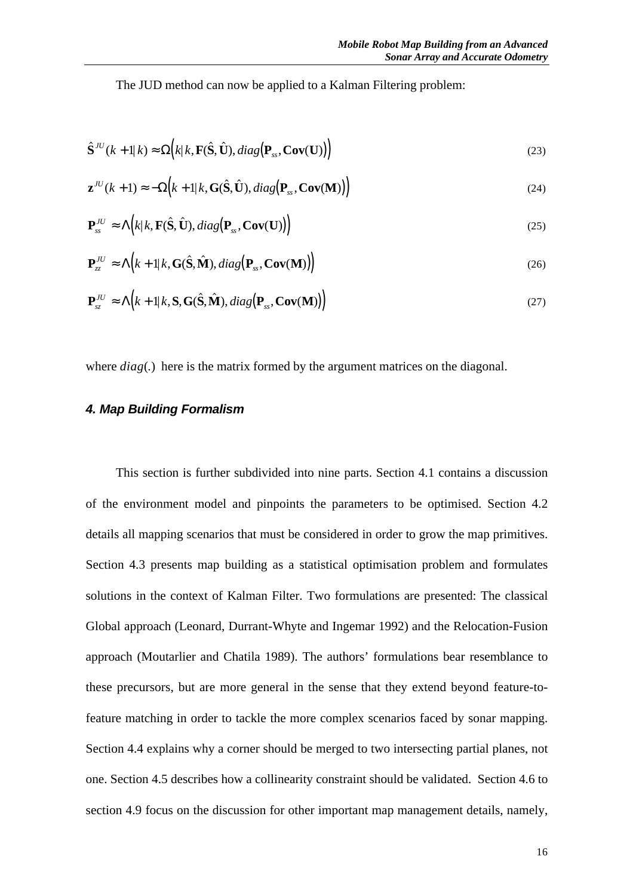The JUD method can now be applied to a Kalman Filtering problem:

$$\hat{\mathbf{S}}^{JU}(k+1|k) \approx \Omega\Big(k|k, \mathbf{F}(\hat{\mathbf{S}}, \hat{\mathbf{U}}), diag\big(\mathbf{P}_{ss}, \mathbf{Cov}(\mathbf{U})\big)\Big) \tag{23}$$

$$\mathbf{z}^{JU}(k+1) \approx -\Omega\Big(k+1|k, \mathbf{G}(\hat{\mathbf{S}}, \hat{\mathbf{U}}), diag\big(\mathbf{P}_{ss}, \mathbf{Cov}(\mathbf{M})\big)\Big) \tag{24}$$

$$\mathbf{P}_{ss}^{JU} \approx \Lambda\Big(k|k, \mathbf{F}(\hat{\mathbf{S}}, \hat{\mathbf{U}}), diag\big(\mathbf{P}_{ss}, \mathbf{Cov}(\mathbf{U})\big)\Big) \tag{25}$$

$$\mathbf{P}_{zz}^{JU} \approx \Lambda\Big(k+1|k, \mathbf{G}(\hat{\mathbf{S}}, \hat{\mathbf{M}}), diag\big(\mathbf{P}_{ss}, \mathbf{Cov}(\mathbf{M})\big)\Big) \tag{26}$$

$$\mathbf{P}_{sz}^{JU} \approx \Lambda\Big(k+1|k, \mathbf{S}, \mathbf{G}(\hat{\mathbf{S}}, \hat{\mathbf{M}}), diag\big(\mathbf{P}_{ss}, \mathbf{Cov}(\mathbf{M})\big)\Big) \tag{27}$$

where $diag(.)$ here is the matrix formed by the argument matrices on the diagonal.

## *4. Map Building Formalism*

This section is further subdivided into nine parts. Section 4.1 contains a discussion of the environment model and pinpoints the parameters to be optimised. Section 4.2 details all mapping scenarios that must be considered in order to grow the map primitives. Section 4.3 presents map building as a statistical optimisation problem and formulates solutions in the context of Kalman Filter. Two formulations are presented: The classical Global approach (Leonard, Durrant-Whyte and Ingemar 1992) and the Relocation-Fusion approach (Moutarlier and Chatila 1989). The authors' formulations bear resemblance to these precursors, but are more general in the sense that they extend beyond feature-to-feature matching in order to tackle the more complex scenarios faced by sonar mapping. Section 4.4 explains why a corner should be merged to two intersecting partial planes, not one. Section 4.5 describes how a collinearity constraint should be validated. Section 4.6 to section 4.9 focus on the discussion for other important map management details, namely,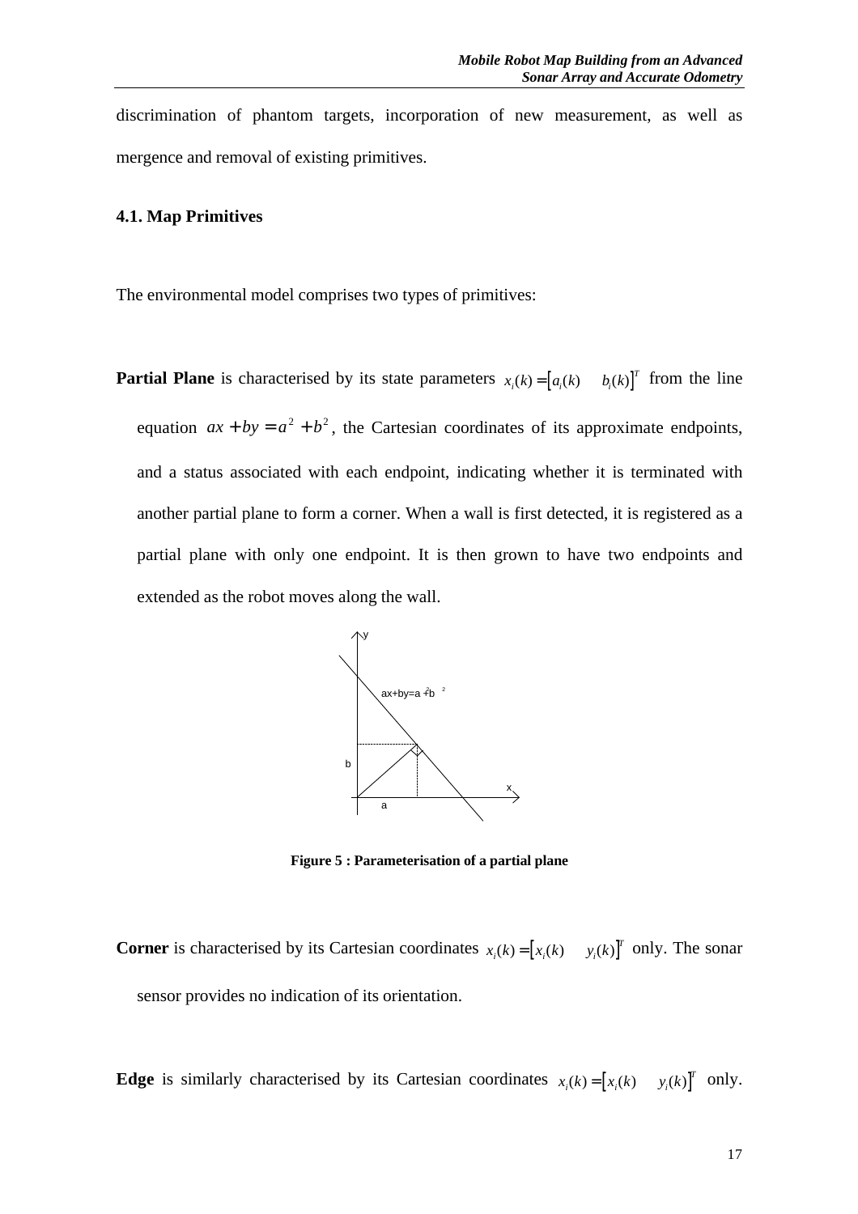discrimination of phantom targets, incorporation of new measurement, as well as mergence and removal of existing primitives.

### 4.1. Map Primitives

The environmental model comprises two types of primitives:

**Partial Plane** is characterised by its state parameters $x_i(k) = [a_i(k) \quad b_i(k)]^T$ from the line equation $ax + by = a^2 + b^2$, the Cartesian coordinates of its approximate endpoints, and a status associated with each endpoint, indicating whether it is terminated with another partial plane to form a corner. When a wall is first detected, it is registered as a partial plane with only one endpoint. It is then grown to have two endpoints and extended as the robot moves along the wall.

**Figure 5 : Parameterisation of a partial plane**

**Corner** is characterised by its Cartesian coordinates $x_i(k) = [x_i(k) \quad y_i(k)]^T$ only. The sonar sensor provides no indication of its orientation.

**Edge** is similarly characterised by its Cartesian coordinates $x_i(k) = [x_i(k) \quad y_i(k)]^T$ only.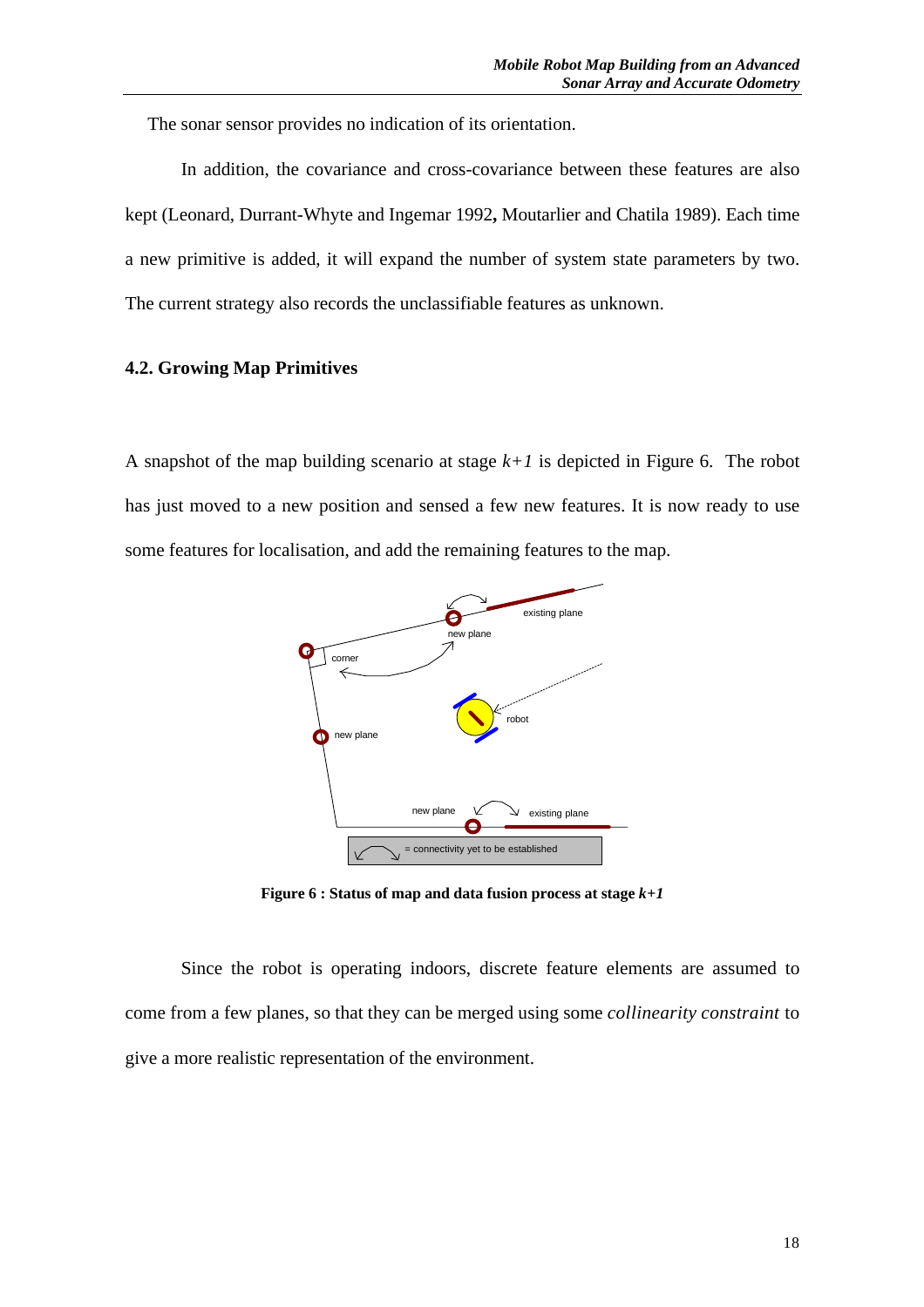The sonar sensor provides no indication of its orientation.

In addition, the covariance and cross-covariance between these features are also kept (Leonard, Durrant-Whyte and Ingemar 1992**,** Moutarlier and Chatila 1989). Each time a new primitive is added, it will expand the number of system state parameters by two. The current strategy also records the unclassifiable features as unknown.

### 4.2. Growing Map Primitives

A snapshot of the map building scenario at stage $k+1$ is depicted in Figure 6. The robot has just moved to a new position and sensed a few new features. It is now ready to use some features for localisation, and add the remaining features to the map.

**Figure 6 : Status of map and data fusion process at stage $k+1$**

Since the robot is operating indoors, discrete feature elements are assumed to come from a few planes, so that they can be merged using some *collinearity constraint* to give a more realistic representation of the environment.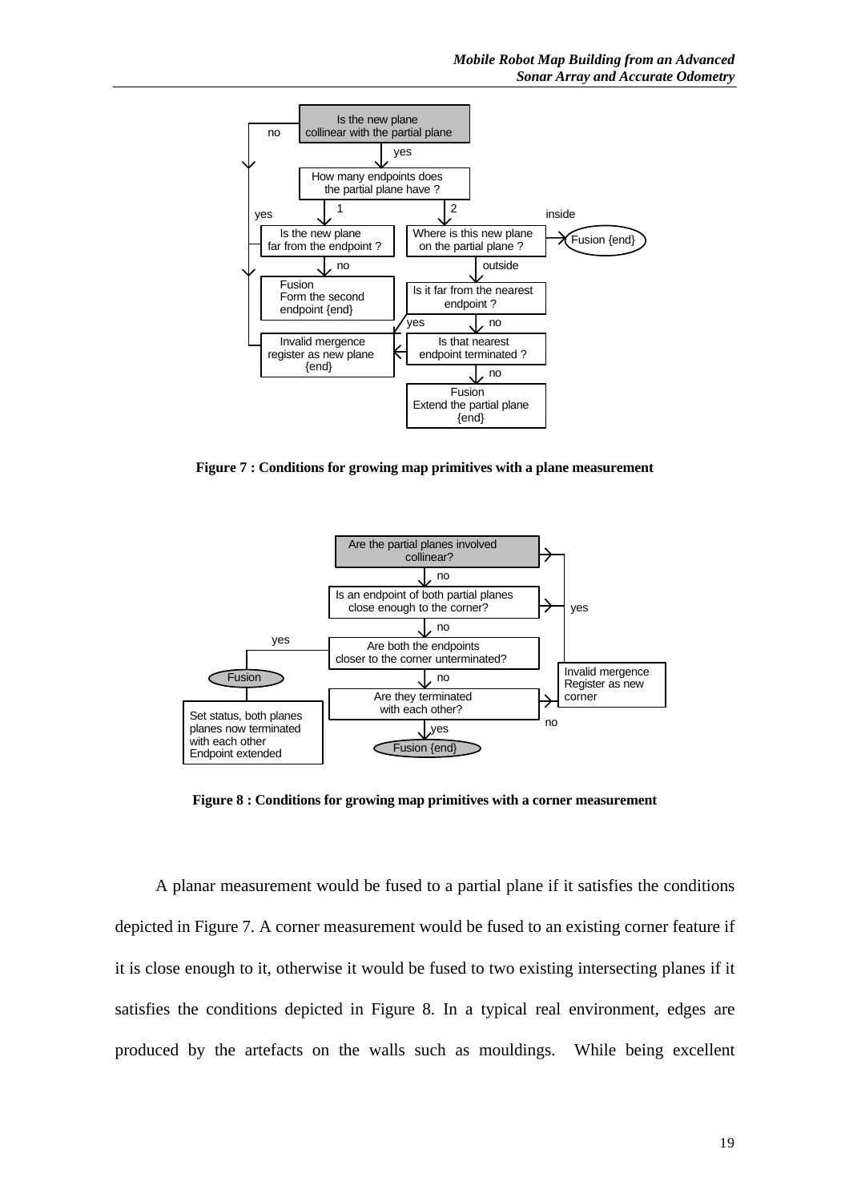**Figure 7 : Conditions for growing map primitives with a plane measurement**

**Figure 8 : Conditions for growing map primitives with a corner measurement**

A planar measurement would be fused to a partial plane if it satisfies the conditions depicted in Figure 7. A corner measurement would be fused to an existing corner feature if it is close enough to it, otherwise it would be fused to two existing intersecting planes if it satisfies the conditions depicted in Figure 8. In a typical real environment, edges are produced by the artefacts on the walls such as mouldings. While being excellent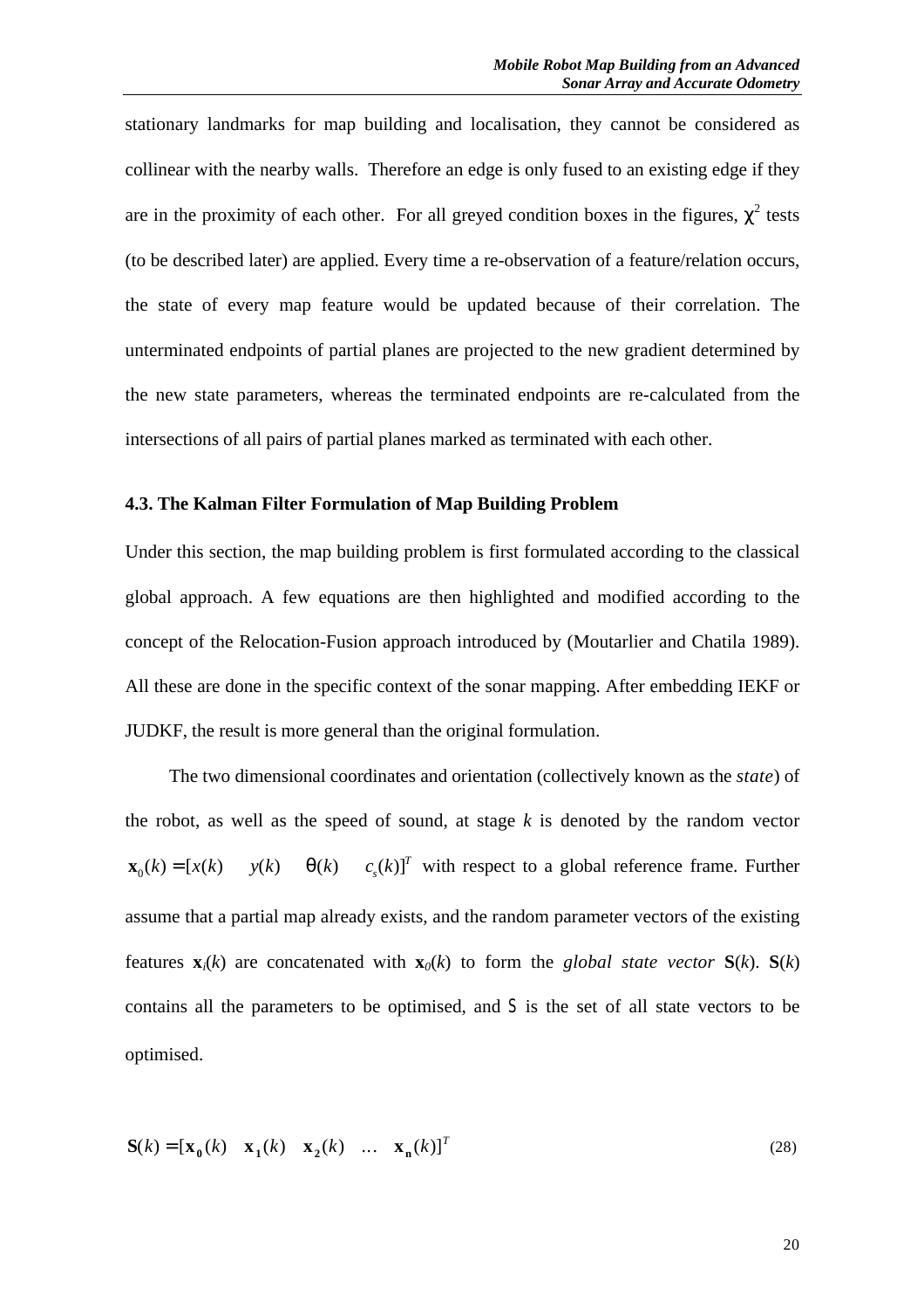stationary landmarks for map building and localisation, they cannot be considered as collinear with the nearby walls. Therefore an edge is only fused to an existing edge if they are in the proximity of each other. For all greyed condition boxes in the figures, $\chi^2$ tests (to be described later) are applied. Every time a re-observation of a feature/relation occurs, the state of every map feature would be updated because of their correlation. The unterminated endpoints of partial planes are projected to the new gradient determined by the new state parameters, whereas the terminated endpoints are re-calculated from the intersections of all pairs of partial planes marked as terminated with each other.

### 4.3. The Kalman Filter Formulation of Map Building Problem

Under this section, the map building problem is first formulated according to the classical global approach. A few equations are then highlighted and modified according to the concept of the Relocation-Fusion approach introduced by (Moutarlier and Chatila 1989). All these are done in the specific context of the sonar mapping. After embedding IEKF or JUDKF, the result is more general than the original formulation.

The two dimensional coordinates and orientation (collectively known as the *state*) of the robot, as well as the speed of sound, at stage $k$ is denoted by the random vector $\mathbf{x}_0(k) = [x(k) \quad y(k) \quad \theta(k) \quad c_s(k)]^T$ with respect to a global reference frame. Further assume that a partial map already exists, and the random parameter vectors of the existing features $\mathbf{x}_i(k)$ are concatenated with $\mathbf{x}_0(k)$ to form the *global state vector* $\mathbf{S}(k)$. $\mathbf{S}(k)$ contains all the parameters to be optimised, and $S$ is the set of all state vectors to be optimised.

$$\mathbf{S}(k) = [\mathbf{x_0}(k) \quad \mathbf{x_1}(k) \quad \mathbf{x_2}(k) \quad \ldots \quad \mathbf{x_n}(k)]^T \tag{28}$$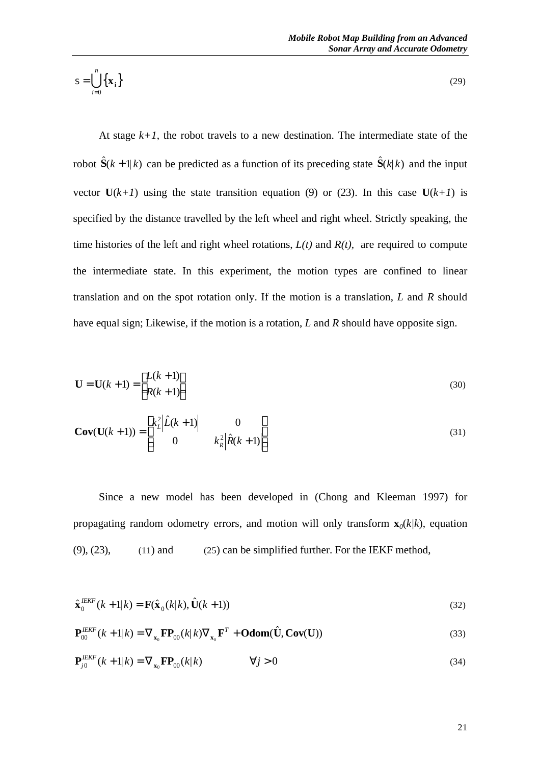$$S = \bigcup_{i=0}^{n} \{\mathbf{x_i}\} \tag{29}$$

At stage *k+1*, the robot travels to a new destination. The intermediate state of the robot $\hat{\mathbf{S}}(k+1|k)$ can be predicted as a function of its preceding state $\hat{\mathbf{S}}(k|k)$ and the input vector $\mathbf{U}(k+1)$ using the state transition equation (9) or (23). In this case $\mathbf{U}(k+1)$ is specified by the distance travelled by the left wheel and right wheel. Strictly speaking, the time histories of the left and right wheel rotations, *L(t)* and *R(t)*, are required to compute the intermediate state. In this experiment, the motion types are confined to linear translation and on the spot rotation only. If the motion is a translation, *L* and *R* should have equal sign; Likewise, if the motion is a rotation, *L* and *R* should have opposite sign.

$$\mathbf{U} = \mathbf{U}(k+1) = \begin{bmatrix} L(k+1) \\ R(k+1) \end{bmatrix} \tag{30}$$

$$\mathbf{Cov}(\mathbf{U}(k+1)) = \begin{bmatrix} k_L^2 \left| \hat{L}(k+1) \right| & 0 \\ 0 & k_R^2 \left| \hat{R}(k+1) \right| \end{bmatrix} \tag{31}$$

Since a new model has been developed in (Chong and Kleeman 1997) for propagating random odometry errors, and motion will only transform $\mathbf{x}_0(k|k)$, equation (9), (23), (11) and (25) can be simplified further. For the IEKF method,

$$\hat{\mathbf{x}}_0^{IEKF}(k+1|k) = \mathbf{F}(\hat{\mathbf{x}}_0(k|k), \hat{\mathbf{U}}(k+1)) \tag{32}$$

$$\mathbf{P}_{00}^{IEKF}(k+1|k) = \nabla_{\mathbf{x}_0}\mathbf{F}\mathbf{P}_{00}(k|k)\nabla_{\mathbf{x}_0}\mathbf{F}^T + \mathbf{Odom}(\hat{\mathbf{U}}, \mathbf{Cov}(\mathbf{U})) \tag{33}$$

$$\mathbf{P}_{j0}^{IEKF}(k+1|k) = \nabla_{\mathbf{x}_0}\mathbf{F}\mathbf{P}_{00}(k|k) \qquad \forall j > 0 \tag{34}$$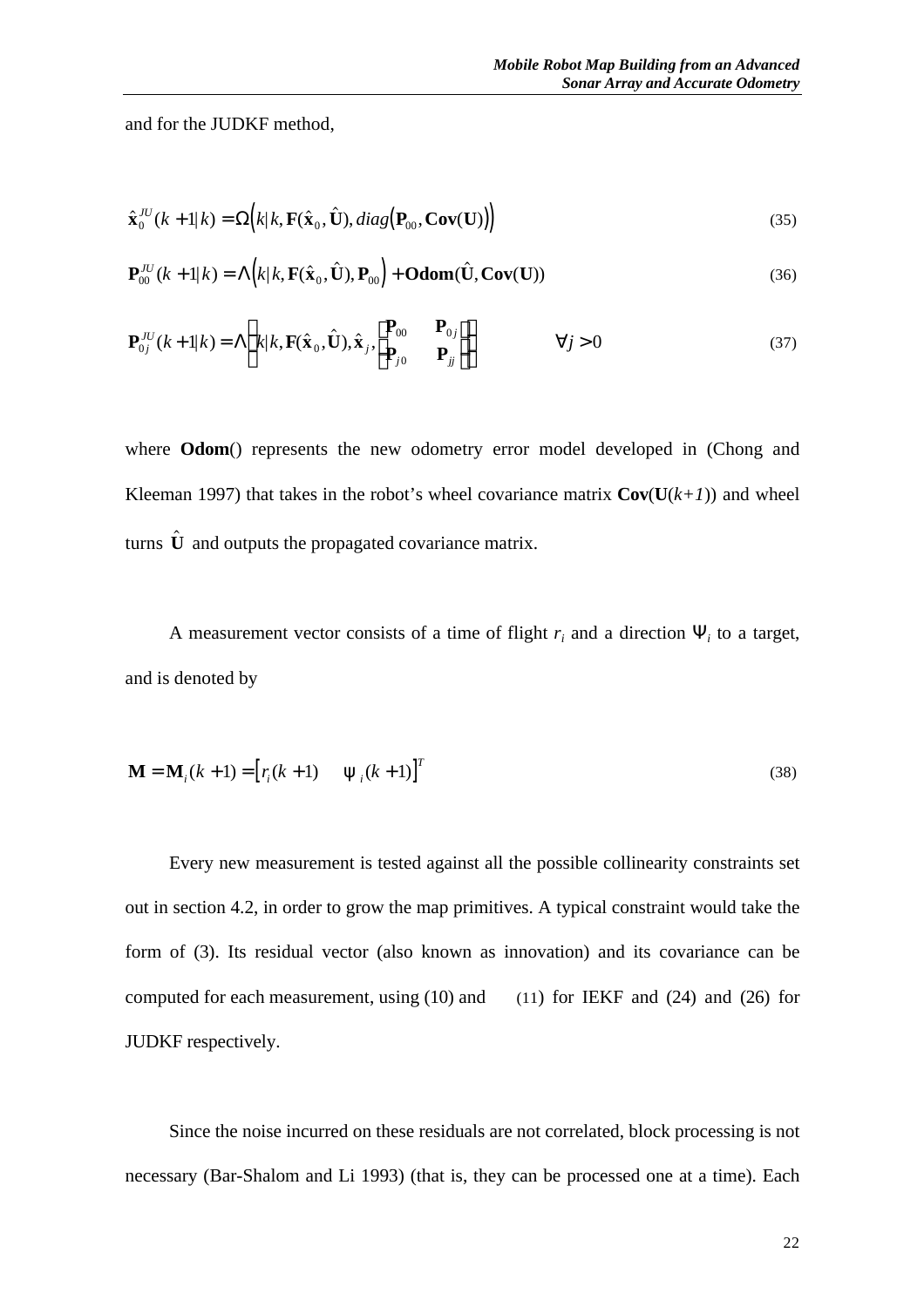and for the JUDKF method,

$$\hat{\mathbf{x}}_0^{JU}(k+1|k) = \Omega\left(k|k, \mathbf{F}(\hat{\mathbf{x}}_0, \hat{\mathbf{U}}), diag\left(\mathbf{P}_{00}, \mathbf{Cov}(\mathbf{U})\right)\right) \tag{35}$$

$$\mathbf{P}_{00}^{JU}(k+1|k) = \Lambda\left(k|k, \mathbf{F}(\hat{\mathbf{x}}_0, \hat{\mathbf{U}}), \mathbf{P}_{00}\right) + \mathbf{Odom}(\hat{\mathbf{U}}, \mathbf{Cov}(\mathbf{U})) \tag{36}$$

$$\mathbf{P}_{0j}^{JU}(k+1|k) = \Lambda\left(k|k, \mathbf{F}(\hat{\mathbf{x}}_0, \hat{\mathbf{U}}), \hat{\mathbf{x}}_j, \begin{bmatrix} \mathbf{P}_{00} & \mathbf{P}_{0j} \\ \mathbf{P}_{j0} & \mathbf{P}_{jj} \end{bmatrix}\right) \qquad \forall j > 0 \tag{37}$$

where **Odom**() represents the new odometry error model developed in (Chong and Kleeman 1997) that takes in the robot's wheel covariance matrix $\mathbf{Cov}(\mathbf{U}(k+1))$ and wheel turns $\hat{\mathbf{U}}$ and outputs the propagated covariance matrix.

A measurement vector consists of a time of flight $r_i$ and a direction $\Psi_i$ to a target, and is denoted by

$$\mathbf{M} = \mathbf{M}_i(k+1) = \left[r_i(k+1) \quad \psi_i(k+1)\right]^T \tag{38}$$

Every new measurement is tested against all the possible collinearity constraints set out in section 4.2, in order to grow the map primitives. A typical constraint would take the form of (3). Its residual vector (also known as innovation) and its covariance can be computed for each measurement, using (10) and (11) for IEKF and (24) and (26) for JUDKF respectively.

Since the noise incurred on these residuals are not correlated, block processing is not necessary (Bar-Shalom and Li 1993) (that is, they can be processed one at a time). Each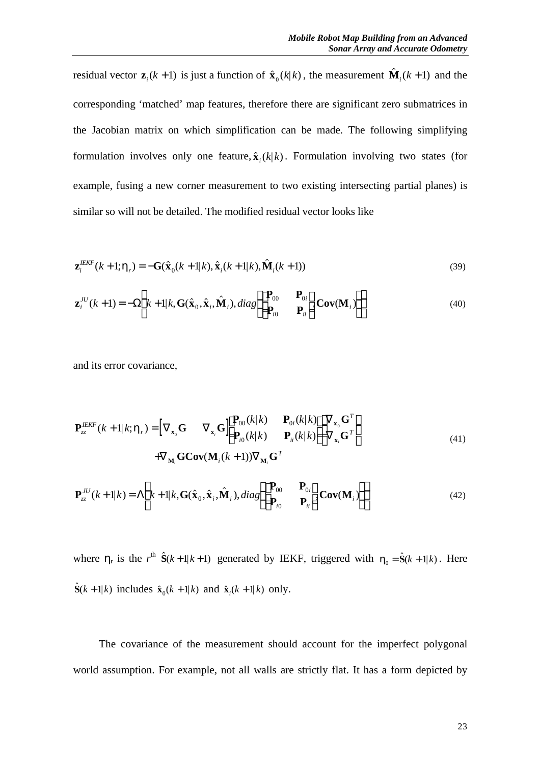residual vector $\mathbf{z}_i(k+1)$ is just a function of $\hat{\mathbf{x}}_0(k|k)$, the measurement $\hat{\mathbf{M}}_i(k+1)$ and the corresponding 'matched' map features, therefore there are significant zero submatrices in the Jacobian matrix on which simplification can be made. The following simplifying formulation involves only one feature, $\hat{\mathbf{x}}_i(k|k)$. Formulation involving two states (for example, fusing a new corner measurement to two existing intersecting partial planes) is similar so will not be detailed. The modified residual vector looks like

$$\mathbf{z}_i^{IEKF}(k+1;\eta_r) = -\mathbf{G}(\hat{\mathbf{x}}_0(k+1|k), \hat{\mathbf{x}}_i(k+1|k), \hat{\mathbf{M}}_i(k+1)) \tag{39}$$

$$\mathbf{z}_i^{JU}(k+1) = -\Omega\left(k+1|k, \mathbf{G}(\hat{\mathbf{x}}_0, \hat{\mathbf{x}}_i, \hat{\mathbf{M}}_i), diag\left(\begin{bmatrix} \mathbf{P}_{00} & \mathbf{P}_{0i} \\ \mathbf{P}_{i0} & \mathbf{P}_{ii} \end{bmatrix}, \mathbf{Cov}(\mathbf{M}_i)\right)\right) \tag{40}$$

and its error covariance,

$$\begin{aligned} \mathbf{P}_{zz}^{IEKF}(k+1|k;\eta_r) = & \begin{bmatrix} \nabla_{\mathbf{x}_0}\mathbf{G} & \nabla_{\mathbf{x}_i}\mathbf{G} \end{bmatrix} \begin{bmatrix} \mathbf{P}_{00}(k|k) & \mathbf{P}_{0i}(k|k) \\ \mathbf{P}_{i0}(k|k) & \mathbf{P}_{ii}(k|k) \end{bmatrix} \begin{bmatrix} \nabla_{\mathbf{x}_0}\mathbf{G}^T \\ \nabla_{\mathbf{x}_i}\mathbf{G}^T \end{bmatrix} \\ & + \nabla_{\mathbf{M}_i}\mathbf{G}\,\mathbf{Cov}(\mathbf{M}_i(k+1))\nabla_{\mathbf{M}_i}\mathbf{G}^T \end{aligned} \tag{41}$$

$$\mathbf{P}_{zz}^{JU}(k+1|k) = \Lambda\left(k+1|k, \mathbf{G}(\hat{\mathbf{x}}_0, \hat{\mathbf{x}}_i, \hat{\mathbf{M}}_i), diag\left(\begin{bmatrix} \mathbf{P}_{00} & \mathbf{P}_{0i} \\ \mathbf{P}_{i0} & \mathbf{P}_{ii} \end{bmatrix}, \mathbf{Cov}(\mathbf{M}_i)\right)\right) \tag{42}$$

where $\eta_r$ is the $r^{\text{th}}$ $\hat{\mathbf{S}}(k+1|k+1)$ generated by IEKF, triggered with $\eta_0 = \hat{\mathbf{S}}(k+1|k)$. Here $\hat{\mathbf{S}}(k+1|k)$ includes $\hat{\mathbf{x}}_0(k+1|k)$ and $\hat{\mathbf{x}}_i(k+1|k)$ only.

The covariance of the measurement should account for the imperfect polygonal world assumption. For example, not all walls are strictly flat. It has a form depicted by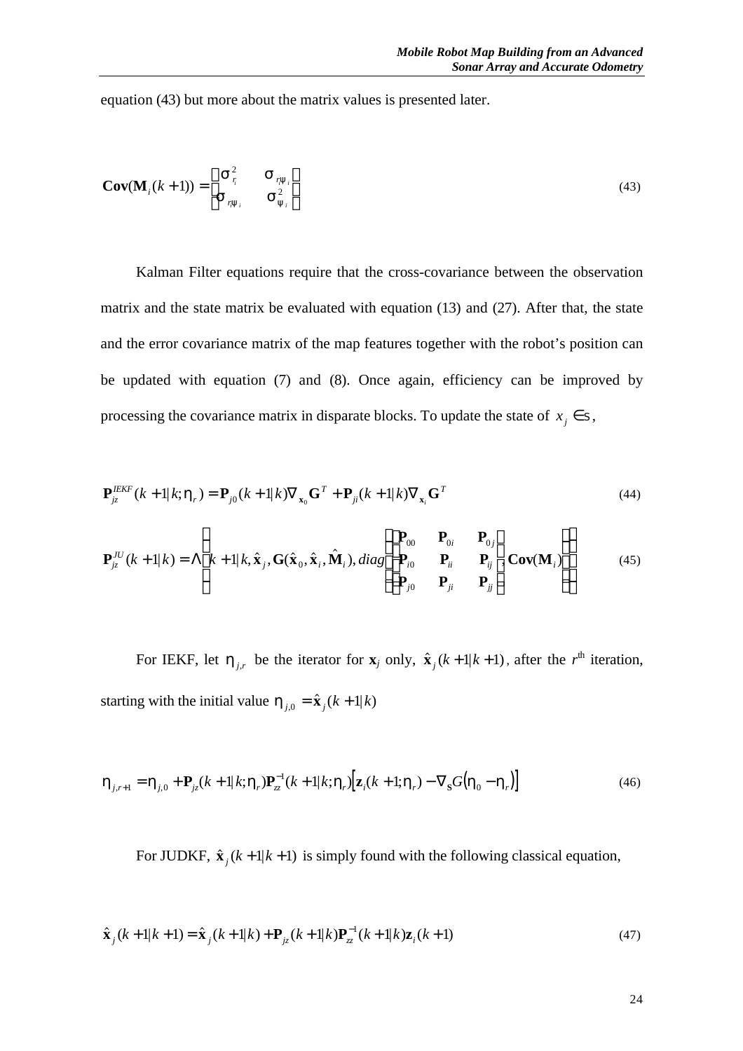equation (43) but more about the matrix values is presented later.

$$\mathbf{Cov}(\mathbf{M}_i(k+1)) = \begin{bmatrix} \sigma^2_{r_i} & \sigma_{r_i\psi_i} \\ \sigma_{r_i\psi_i} & \sigma^2_{\psi_i} \end{bmatrix} \tag{43}$$

Kalman Filter equations require that the cross-covariance between the observation matrix and the state matrix be evaluated with equation (13) and (27). After that, the state and the error covariance matrix of the map features together with the robot's position can be updated with equation (7) and (8). Once again, efficiency can be improved by processing the covariance matrix in disparate blocks. To update the state of $x_j \in \mathrm{S}$,

$$\mathbf{P}^{IEKF}_{jz}(k+1|k;\eta_r) = \mathbf{P}_{j0}(k+1|k)\nabla_{\mathbf{x}_0}\mathbf{G}^T + \mathbf{P}_{ji}(k+1|k)\nabla_{\mathbf{x}_i}\mathbf{G}^T \tag{44}$$

$$\mathbf{P}^{JU}_{jz}(k+1|k) = \Lambda\left(k+1|k, \hat{\mathbf{x}}_j, \mathbf{G}(\hat{\mathbf{x}}_0, \hat{\mathbf{x}}_i, \hat{\mathbf{M}}_i), diag\left(\begin{bmatrix} \mathbf{P}_{00} & \mathbf{P}_{0i} & \mathbf{P}_{0j} \\ \mathbf{P}_{i0} & \mathbf{P}_{ii} & \mathbf{P}_{ij} \\ \mathbf{P}_{j0} & \mathbf{P}_{ji} & \mathbf{P}_{jj} \end{bmatrix}, \mathbf{Cov}(\mathbf{M}_i)\right)\right) \tag{45}$$

For IEKF, let $\eta_{j,r}$ be the iterator for $\mathbf{x}_j$ only, $\hat{\mathbf{x}}_j(k+1|k+1)$, after the $r^{\text{th}}$ iteration, starting with the initial value $\eta_{j,0} = \hat{\mathbf{x}}_j(k+1|k)$

$$\eta_{j,r+1} = \eta_{j,0} + \mathbf{P}_{jz}(k+1|k;\eta_r)\mathbf{P}^{-1}_{zz}(k+1|k;\eta_r)\left[\mathbf{z}_i(k+1;\eta_r) - \nabla_{\mathrm{S}}G(\eta_0 - \eta_r)\right] \tag{46}$$

For JUDKF, $\hat{\mathbf{x}}_j(k+1|k+1)$ is simply found with the following classical equation,

$$\hat{\mathbf{x}}_j(k+1|k+1) = \hat{\mathbf{x}}_j(k+1|k) + \mathbf{P}_{jz}(k+1|k)\mathbf{P}^{-1}_{zz}(k+1|k)\mathbf{z}_i(k+1) \tag{47}$$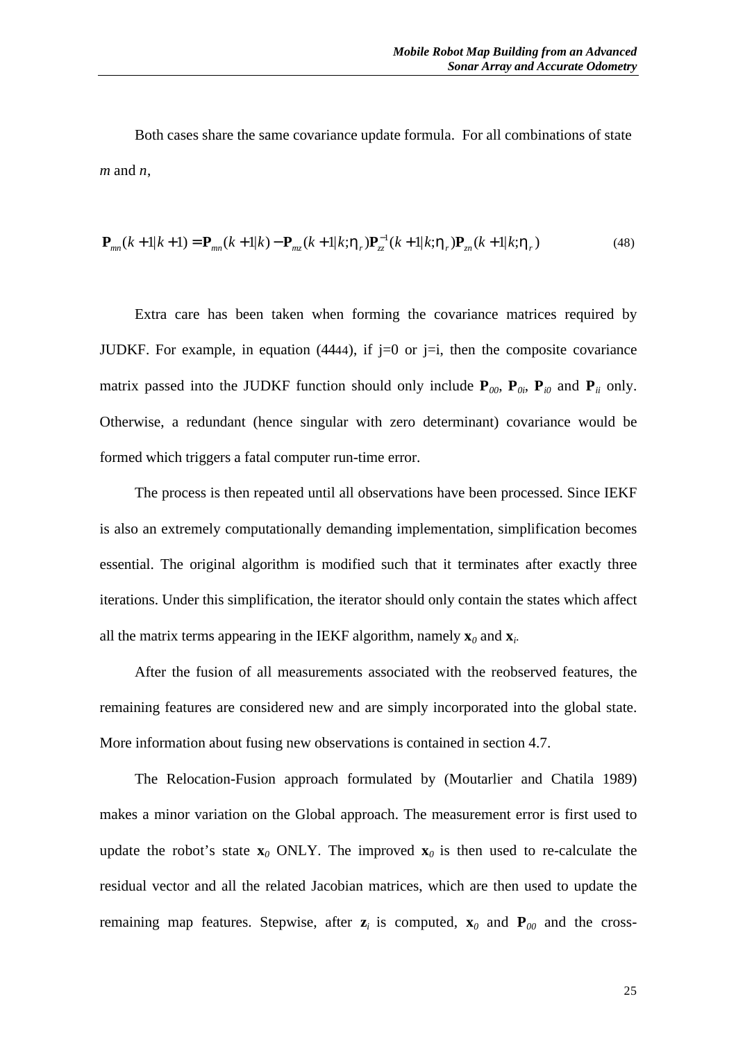Both cases share the same covariance update formula. For all combinations of state *m* and *n*,

$$\mathbf{P}_{mn}(k+1|k+1) = \mathbf{P}_{mn}(k+1|k) - \mathbf{P}_{mz}(k+1|k;\eta_r)\mathbf{P}_{zz}^{-1}(k+1|k;\eta_r)\mathbf{P}_{zn}(k+1|k;\eta_r) \tag{48}$$

Extra care has been taken when forming the covariance matrices required by JUDKF. For example, in equation (4444), if j=0 or j=i, then the composite covariance matrix passed into the JUDKF function should only include $\mathbf{P}_{00}$, $\mathbf{P}_{0i}$, $\mathbf{P}_{i0}$ and $\mathbf{P}_{ii}$ only. Otherwise, a redundant (hence singular with zero determinant) covariance would be formed which triggers a fatal computer run-time error.

The process is then repeated until all observations have been processed. Since IEKF is also an extremely computationally demanding implementation, simplification becomes essential. The original algorithm is modified such that it terminates after exactly three iterations. Under this simplification, the iterator should only contain the states which affect all the matrix terms appearing in the IEKF algorithm, namely $\mathbf{x}_0$ and $\mathbf{x}_i$.

After the fusion of all measurements associated with the reobserved features, the remaining features are considered new and are simply incorporated into the global state. More information about fusing new observations is contained in section 4.7.

The Relocation-Fusion approach formulated by (Moutarlier and Chatila 1989) makes a minor variation on the Global approach. The measurement error is first used to update the robot's state $\mathbf{x}_0$ ONLY. The improved $\mathbf{x}_0$ is then used to re-calculate the residual vector and all the related Jacobian matrices, which are then used to update the remaining map features. Stepwise, after $\mathbf{z}_i$ is computed, $\mathbf{x}_0$ and $\mathbf{P}_{00}$ and the cross-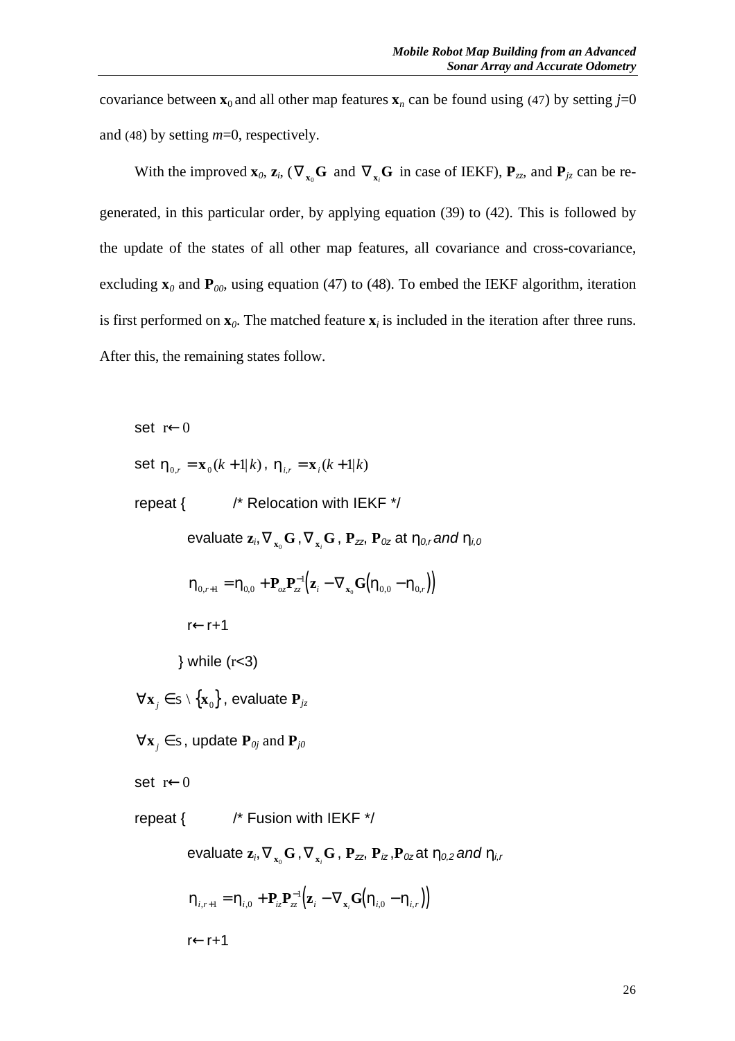covariance between $\mathbf{x}_0$ and all other map features $\mathbf{x}_n$ can be found using (47) by setting $j$=0 and (48) by setting $m$=0, respectively.

With the improved $\mathbf{x}_0$, $\mathbf{z}_i$, ($\nabla_{\mathbf{x}_0}\mathbf{G}$ and $\nabla_{\mathbf{x}_i}\mathbf{G}$ in case of IEKF), $\mathbf{P}_{zz}$, and $\mathbf{P}_{jz}$ can be re-generated, in this particular order, by applying equation (39) to (42). This is followed by the update of the states of all other map features, all covariance and cross-covariance, excluding $\mathbf{x}_0$ and $\mathbf{P}_{00}$, using equation (47) to (48). To embed the IEKF algorithm, iteration is first performed on $\mathbf{x}_0$. The matched feature $\mathbf{x}_i$ is included in the iteration after three runs. After this, the remaining states follow.

set $r \leftarrow 0$

set $\eta_{0,r} = \mathbf{x}_0(k+1|k)$, $\eta_{i,r} = \mathbf{x}_i(k+1|k)$

repeat { /* Relocation with IEKF */

evaluate $\mathbf{z}_i, \nabla_{\mathbf{x}_0}\mathbf{G}, \nabla_{\mathbf{x}_i}\mathbf{G}$, $\mathbf{P}_{zz}$, $\mathbf{P}_{0z}$ at $\eta_{0,r}$ *and* $\eta_{i,0}$

$$\eta_{0,r+1} = \eta_{0,0} + \mathbf{P}_{oz}\mathbf{P}_{zz}^{-1}\left(\mathbf{z}_i - \nabla_{\mathbf{x}_0}\mathbf{G}\left(\eta_{0,0} - \eta_{0,r}\right)\right)$$

r ← r+1

} while (r<3)

$\forall \mathbf{x}_j \in S \setminus \{\mathbf{x}_0\}$, evaluate $\mathbf{P}_{jz}$

$\forall \mathbf{x}_j \in S$, update $\mathbf{P}_{0j}$ and $\mathbf{P}_{j0}$

set $r \leftarrow 0$

repeat { /* Fusion with IEKF */

evaluate $\mathbf{z}_i, \nabla_{\mathbf{x}_0}\mathbf{G}, \nabla_{\mathbf{x}_i}\mathbf{G}$, $\mathbf{P}_{zz}$, $\mathbf{P}_{iz}$, $\mathbf{P}_{0z}$ at $\eta_{0,2}$ *and* $\eta_{i,r}$

$$\eta_{i,r+1} = \eta_{i,0} + \mathbf{P}_{iz}\mathbf{P}_{zz}^{-1}\left(\mathbf{z}_i - \nabla_{\mathbf{x}_i}\mathbf{G}\left(\eta_{i,0} - \eta_{i,r}\right)\right)$$

r ← r+1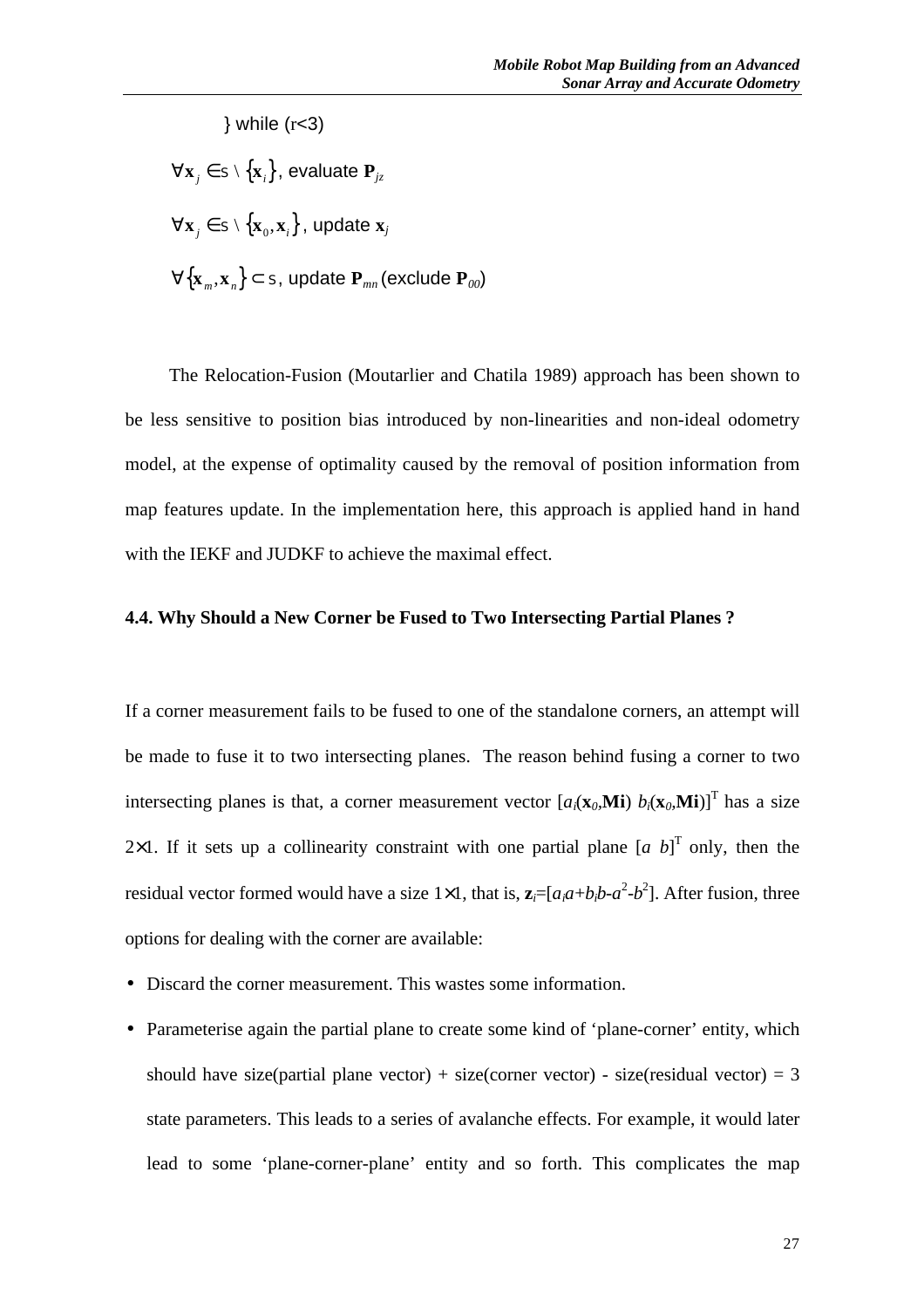} while (r<3)

$\forall \mathbf{x}_j \in S \setminus \{\mathbf{x}_i\}$, evaluate $\mathbf{P}_{jz}$

$\forall \mathbf{x}_j \in S \setminus \{\mathbf{x}_0, \mathbf{x}_i\}$, update $\mathbf{x}_j$

$\forall \{\mathbf{x}_m, \mathbf{x}_n\} \subset S$, update $\mathbf{P}_{mn}$ (exclude $\mathbf{P}_{00}$)

The Relocation-Fusion (Moutarlier and Chatila 1989) approach has been shown to be less sensitive to position bias introduced by non-linearities and non-ideal odometry model, at the expense of optimality caused by the removal of position information from map features update. In the implementation here, this approach is applied hand in hand with the IEKF and JUDKF to achieve the maximal effect.

### 4.4. Why Should a New Corner be Fused to Two Intersecting Partial Planes ?

If a corner measurement fails to be fused to one of the standalone corners, an attempt will be made to fuse it to two intersecting planes. The reason behind fusing a corner to two intersecting planes is that, a corner measurement vector $[a_i(\mathbf{x}_0,\mathbf{Mi})\ b_i(\mathbf{x}_0,\mathbf{Mi})]^T$ has a size $2\times1$. If it sets up a collinearity constraint with one partial plane $[a\ b]^T$ only, then the residual vector formed would have a size $1\times1$, that is, $\mathbf{z}_i=[a_ia+b_ib-a^2-b^2]$. After fusion, three options for dealing with the corner are available:

- Discard the corner measurement. This wastes some information.
- Parameterise again the partial plane to create some kind of 'plane-corner' entity, which should have size(partial plane vector) + size(corner vector) - size(residual vector) = 3 state parameters. This leads to a series of avalanche effects. For example, it would later lead to some 'plane-corner-plane' entity and so forth. This complicates the map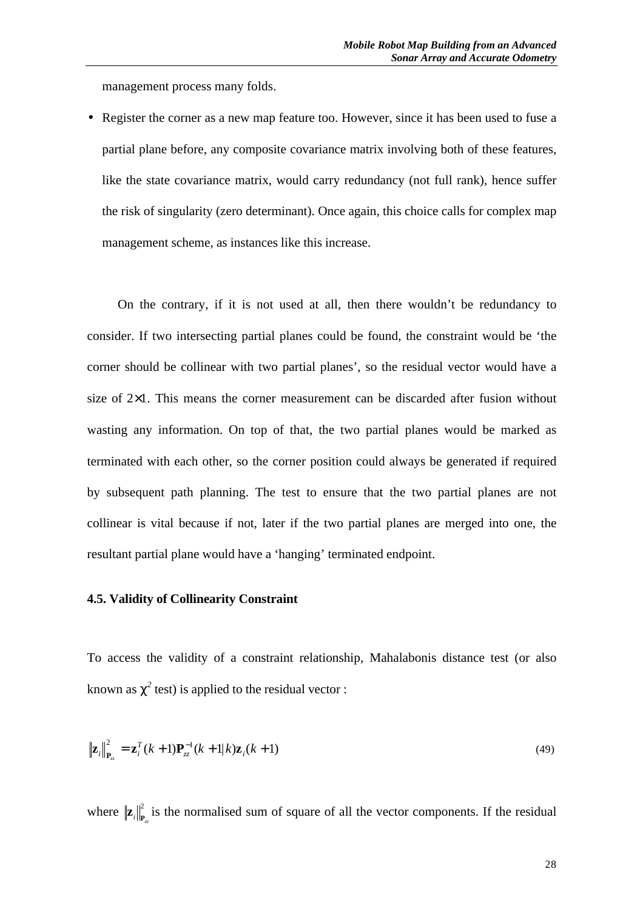management process many folds.

- Register the corner as a new map feature too. However, since it has been used to fuse a partial plane before, any composite covariance matrix involving both of these features, like the state covariance matrix, would carry redundancy (not full rank), hence suffer the risk of singularity (zero determinant). Once again, this choice calls for complex map management scheme, as instances like this increase.

On the contrary, if it is not used at all, then there wouldn't be redundancy to consider. If two intersecting partial planes could be found, the constraint would be 'the corner should be collinear with two partial planes', so the residual vector would have a size of $2\times1$. This means the corner measurement can be discarded after fusion without wasting any information. On top of that, the two partial planes would be marked as terminated with each other, so the corner position could always be generated if required by subsequent path planning. The test to ensure that the two partial planes are not collinear is vital because if not, later if the two partial planes are merged into one, the resultant partial plane would have a 'hanging' terminated endpoint.

**4.5. Validity of Collinearity Constraint**

To access the validity of a constraint relationship, Mahalabonis distance test (or also known as $\chi^2$ test) is applied to the residual vector :

$$\left\|\mathbf{z}_i\right\|^2_{\mathbf{P}_{zz}} = \mathbf{z}_i^T(k+1)\mathbf{P}_{zz}^{-1}(k+1|k)\mathbf{z}_i(k+1) \tag{49}$$

where $\left\|\mathbf{z}_i\right\|^2_{\mathbf{P}_{zz}}$ is the normalised sum of square of all the vector components. If the residual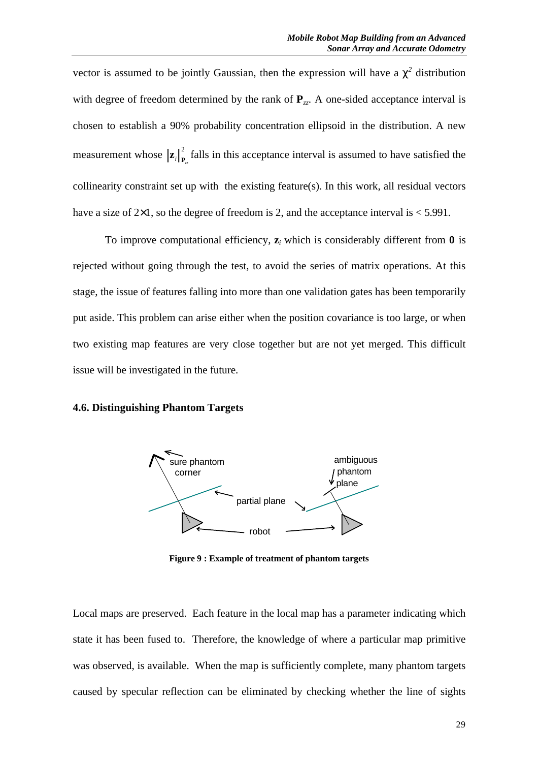vector is assumed to be jointly Gaussian, then the expression will have a $\chi^2$ distribution with degree of freedom determined by the rank of $\mathbf{P}_{zz}$. A one-sided acceptance interval is chosen to establish a 90% probability concentration ellipsoid in the distribution. A new measurement whose $\|\mathbf{z}_i\|^2_{\mathbf{P}_{zz}}$ falls in this acceptance interval is assumed to have satisfied the collinearity constraint set up with the existing feature(s). In this work, all residual vectors have a size of $2\times1$, so the degree of freedom is 2, and the acceptance interval is $< 5.991$.

To improve computational efficiency, $\mathbf{z}_i$ which is considerably different from $\mathbf{0}$ is rejected without going through the test, to avoid the series of matrix operations. At this stage, the issue of features falling into more than one validation gates has been temporarily put aside. This problem can arise either when the position covariance is too large, or when two existing map features are very close together but are not yet merged. This difficult issue will be investigated in the future.

### 4.6. Distinguishing Phantom Targets

**Figure 9 : Example of treatment of phantom targets**

Local maps are preserved. Each feature in the local map has a parameter indicating which state it has been fused to. Therefore, the knowledge of where a particular map primitive was observed, is available. When the map is sufficiently complete, many phantom targets caused by specular reflection can be eliminated by checking whether the line of sights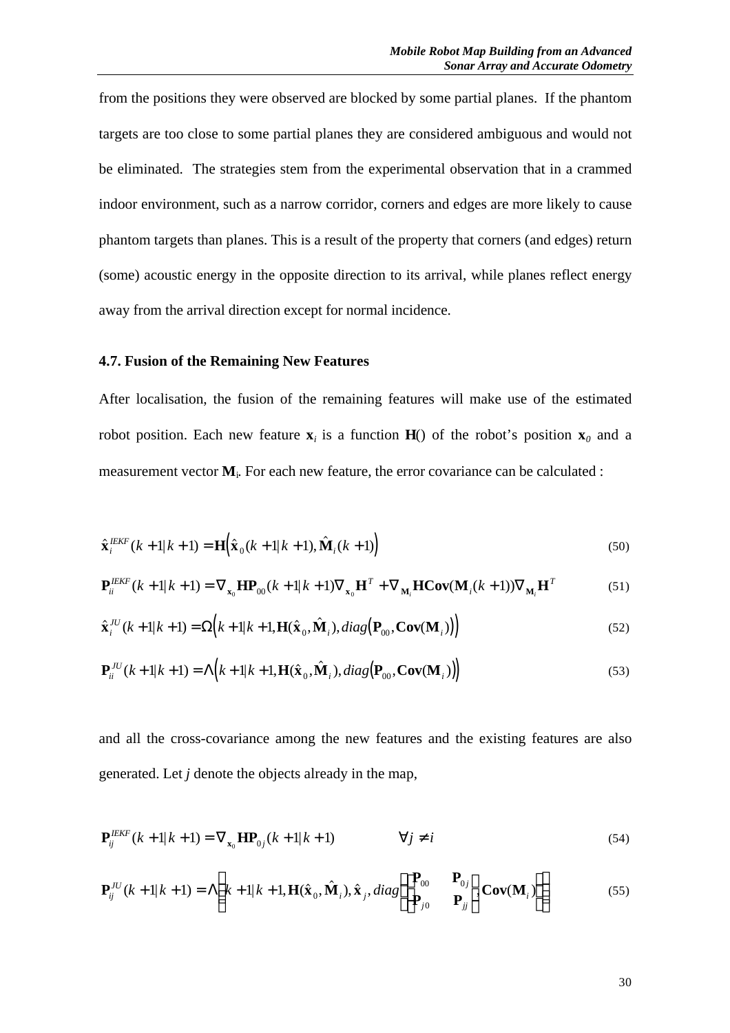from the positions they were observed are blocked by some partial planes. If the phantom targets are too close to some partial planes they are considered ambiguous and would not be eliminated. The strategies stem from the experimental observation that in a crammed indoor environment, such as a narrow corridor, corners and edges are more likely to cause phantom targets than planes. This is a result of the property that corners (and edges) return (some) acoustic energy in the opposite direction to its arrival, while planes reflect energy away from the arrival direction except for normal incidence.

### 4.7. Fusion of the Remaining New Features

After localisation, the fusion of the remaining features will make use of the estimated robot position. Each new feature $\mathbf{x}_i$ is a function $\mathbf{H}()$ of the robot's position $\mathbf{x}_0$ and a measurement vector $\mathbf{M}_i$. For each new feature, the error covariance can be calculated :

$$\hat{\mathbf{x}}_i^{IEKF}(k+1|k+1) = \mathbf{H}\left(\hat{\mathbf{x}}_0(k+1|k+1), \hat{\mathbf{M}}_i(k+1)\right) \tag{50}$$

$$\mathbf{P}_{ii}^{IEKF}(k+1|k+1) = \nabla_{\mathbf{x}_0}\mathbf{H}\mathbf{P}_{00}(k+1|k+1)\nabla_{\mathbf{x}_0}\mathbf{H}^T + \nabla_{\mathbf{M}_i}\mathbf{H}\mathbf{Cov}(\mathbf{M}_i(k+1))\nabla_{\mathbf{M}_i}\mathbf{H}^T \tag{51}$$

$$\hat{\mathbf{x}}_i^{JU}(k+1|k+1) = \Omega\left(k+1|k+1, \mathbf{H}(\hat{\mathbf{x}}_0, \hat{\mathbf{M}}_i), diag\left(\mathbf{P}_{00}, \mathbf{Cov}(\mathbf{M}_i)\right)\right) \tag{52}$$

$$\mathbf{P}_{ii}^{JU}(k+1|k+1) = \Lambda\left(k+1|k+1, \mathbf{H}(\hat{\mathbf{x}}_0, \hat{\mathbf{M}}_i), diag\left(\mathbf{P}_{00}, \mathbf{Cov}(\mathbf{M}_i)\right)\right) \tag{53}$$

and all the cross-covariance among the new features and the existing features are also generated. Let $j$ denote the objects already in the map,

$$\mathbf{P}_{ij}^{IEKF}(k+1|k+1) = \nabla_{\mathbf{x}_0}\mathbf{H}\mathbf{P}_{0j}(k+1|k+1) \qquad \forall j \neq i \tag{54}$$

$$\mathbf{P}_{ij}^{JU}(k+1|k+1) = \Lambda\left(k+1|k+1, \mathbf{H}(\hat{\mathbf{x}}_0, \hat{\mathbf{M}}_i), \hat{\mathbf{x}}_j, diag\left(\begin{bmatrix}\mathbf{P}_{00} & \mathbf{P}_{0j} \\ \mathbf{P}_{j0} & \mathbf{P}_{jj}\end{bmatrix}, \mathbf{Cov}(\mathbf{M}_i)\right)\right) \tag{55}$$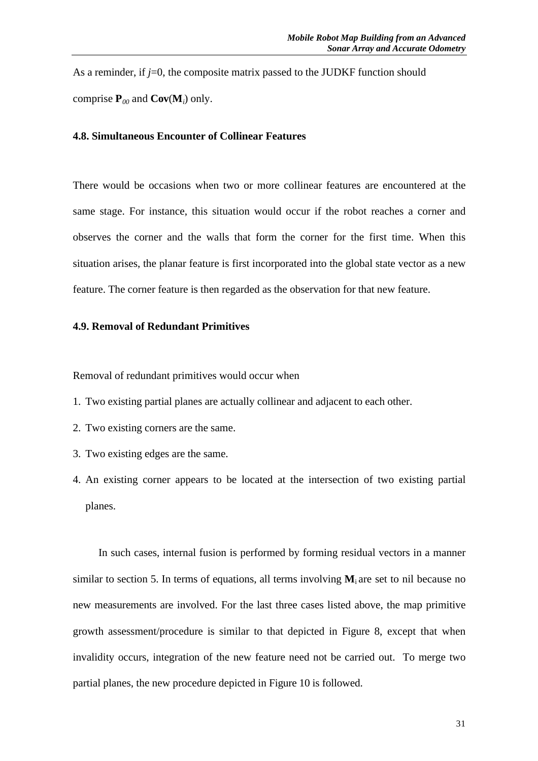As a reminder, if $j$=0, the composite matrix passed to the JUDKF function should comprise $\mathbf{P}_{00}$ and $\mathbf{Cov}(\mathbf{M}_i)$ only.

### 4.8. Simultaneous Encounter of Collinear Features

There would be occasions when two or more collinear features are encountered at the same stage. For instance, this situation would occur if the robot reaches a corner and observes the corner and the walls that form the corner for the first time. When this situation arises, the planar feature is first incorporated into the global state vector as a new feature. The corner feature is then regarded as the observation for that new feature.

### 4.9. Removal of Redundant Primitives

Removal of redundant primitives would occur when

1. Two existing partial planes are actually collinear and adjacent to each other.
2. Two existing corners are the same.
3. Two existing edges are the same.
4. An existing corner appears to be located at the intersection of two existing partial planes.

In such cases, internal fusion is performed by forming residual vectors in a manner similar to section 5. In terms of equations, all terms involving $\mathbf{M}_i$ are set to nil because no new measurements are involved. For the last three cases listed above, the map primitive growth assessment/procedure is similar to that depicted in Figure 8, except that when invalidity occurs, integration of the new feature need not be carried out. To merge two partial planes, the new procedure depicted in Figure 10 is followed.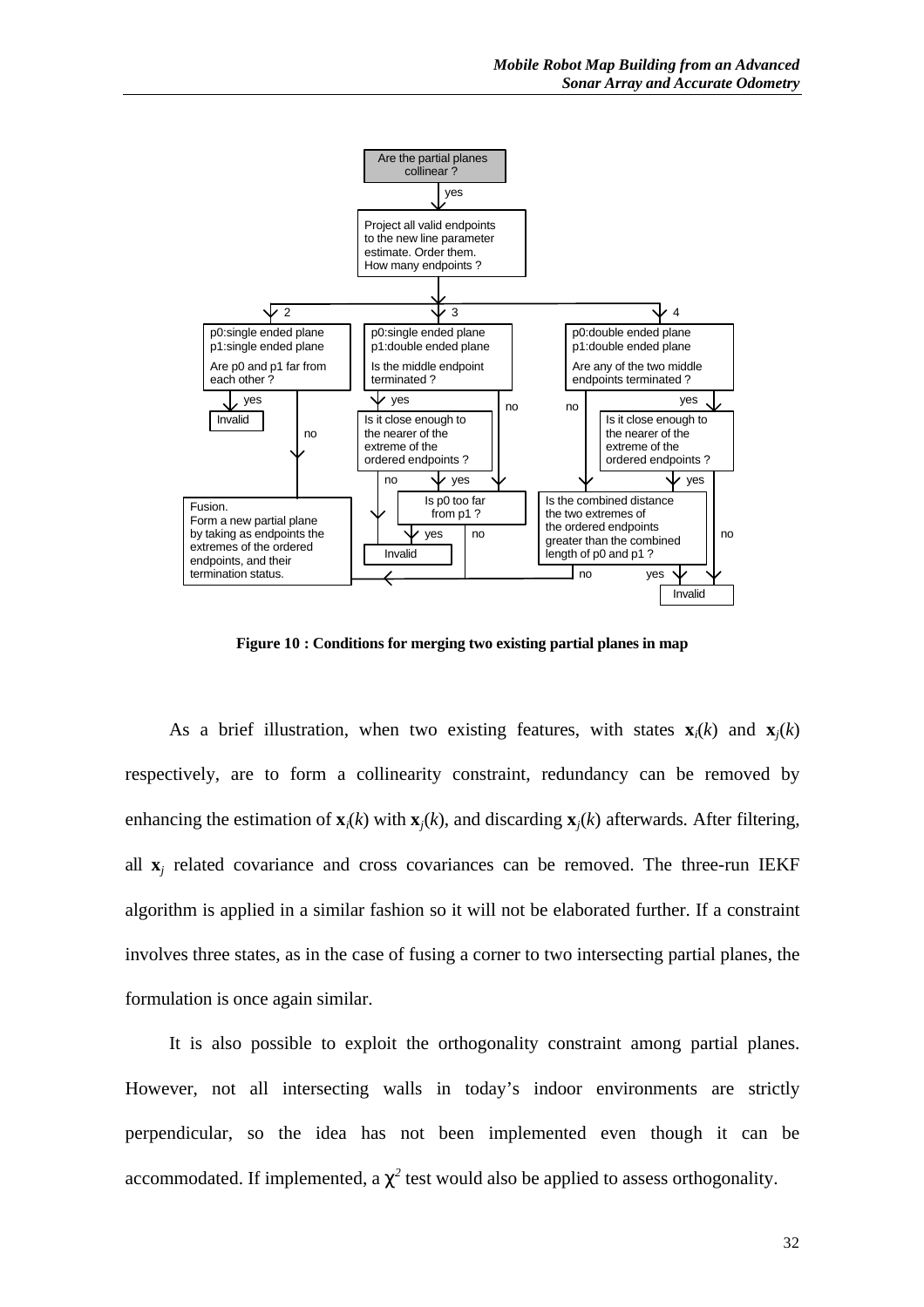Figure 10 : Conditions for merging two existing partial planes in map

As a brief illustration, when two existing features, with states $\mathbf{x}_i(k)$ and $\mathbf{x}_j(k)$ respectively, are to form a collinearity constraint, redundancy can be removed by enhancing the estimation of $\mathbf{x}_i(k)$ with $\mathbf{x}_j(k)$, and discarding $\mathbf{x}_j(k)$ afterwards. After filtering, all $\mathbf{x}_j$ related covariance and cross covariances can be removed. The three-run IEKF algorithm is applied in a similar fashion so it will not be elaborated further. If a constraint involves three states, as in the case of fusing a corner to two intersecting partial planes, the formulation is once again similar.

It is also possible to exploit the orthogonality constraint among partial planes. However, not all intersecting walls in today's indoor environments are strictly perpendicular, so the idea has not been implemented even though it can be accommodated. If implemented, a $\chi^2$ test would also be applied to assess orthogonality.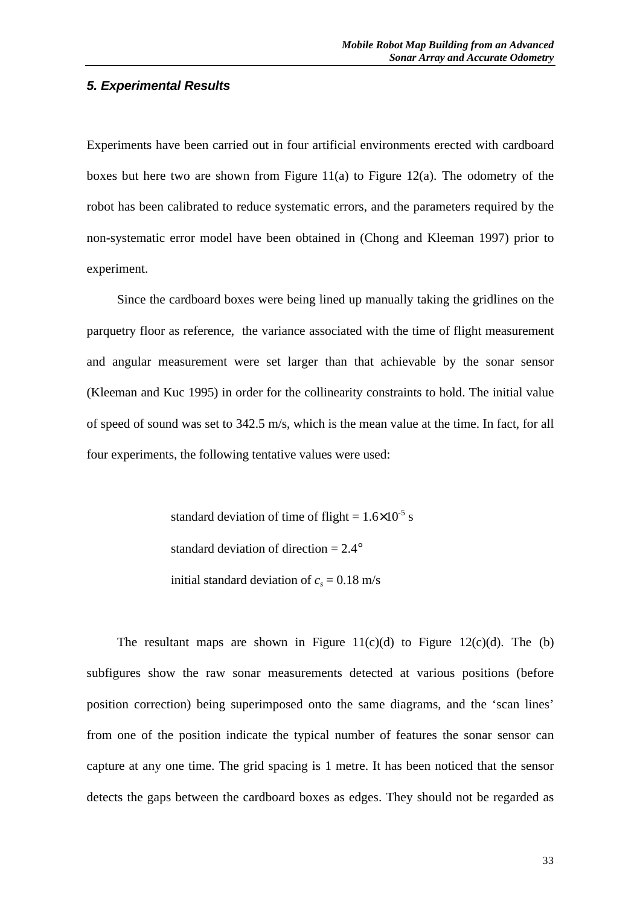### *5. Experimental Results*

Experiments have been carried out in four artificial environments erected with cardboard boxes but here two are shown from Figure 11(a) to Figure 12(a). The odometry of the robot has been calibrated to reduce systematic errors, and the parameters required by the non-systematic error model have been obtained in (Chong and Kleeman 1997) prior to experiment.

Since the cardboard boxes were being lined up manually taking the gridlines on the parquetry floor as reference, the variance associated with the time of flight measurement and angular measurement were set larger than that achievable by the sonar sensor (Kleeman and Kuc 1995) in order for the collinearity constraints to hold. The initial value of speed of sound was set to 342.5 m/s, which is the mean value at the time. In fact, for all four experiments, the following tentative values were used:

standard deviation of time of flight = $1.6\times10^{-5}$ s

standard deviation of direction = 2.4°

initial standard deviation of $c_s$ = 0.18 m/s

The resultant maps are shown in Figure 11(c)(d) to Figure 12(c)(d). The (b) subfigures show the raw sonar measurements detected at various positions (before position correction) being superimposed onto the same diagrams, and the 'scan lines' from one of the position indicate the typical number of features the sonar sensor can capture at any one time. The grid spacing is 1 metre. It has been noticed that the sensor detects the gaps between the cardboard boxes as edges. They should not be regarded as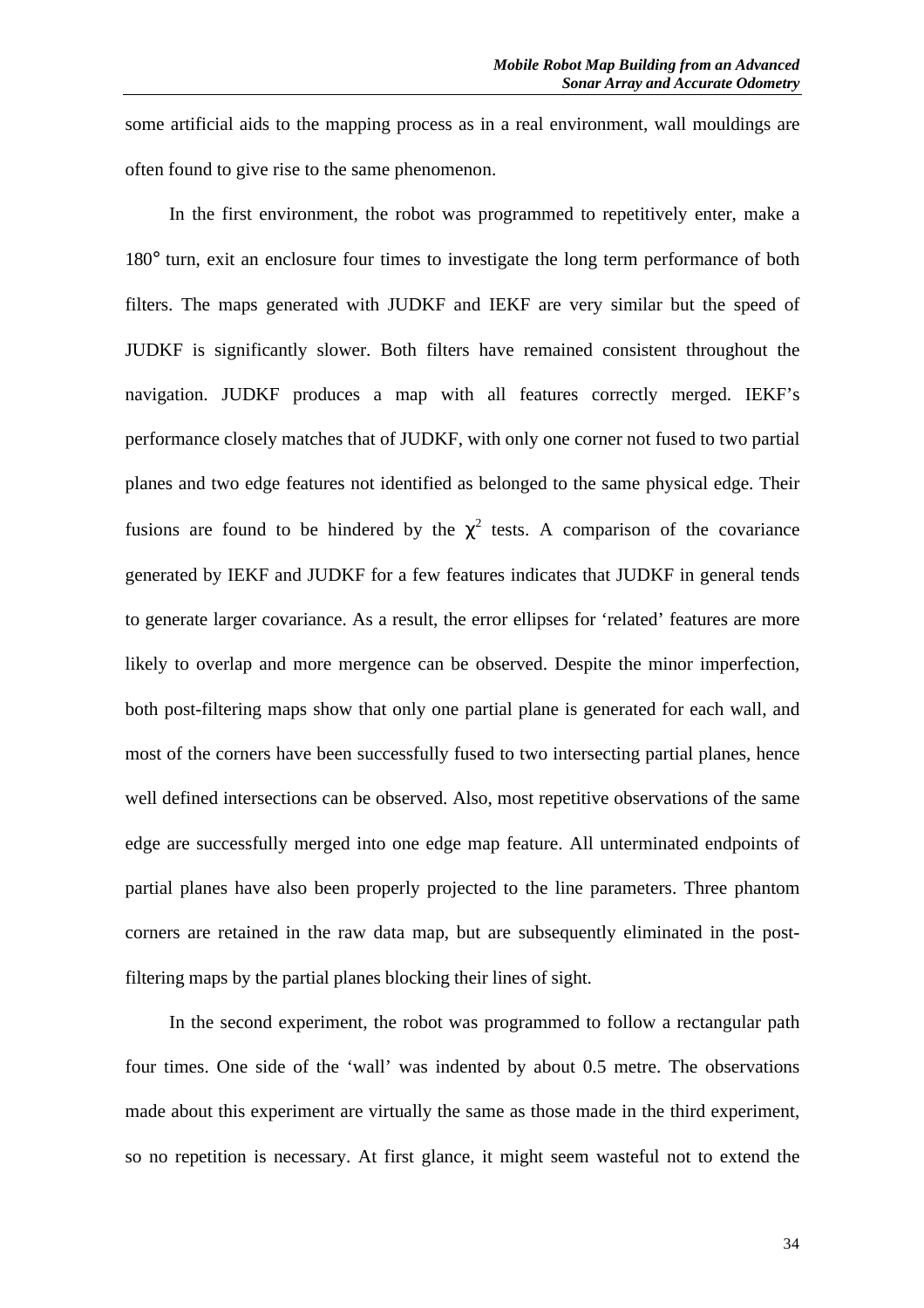some artificial aids to the mapping process as in a real environment, wall mouldings are often found to give rise to the same phenomenon.

In the first environment, the robot was programmed to repetitively enter, make a 180° turn, exit an enclosure four times to investigate the long term performance of both filters. The maps generated with JUDKF and IEKF are very similar but the speed of JUDKF is significantly slower. Both filters have remained consistent throughout the navigation. JUDKF produces a map with all features correctly merged. IEKF's performance closely matches that of JUDKF, with only one corner not fused to two partial planes and two edge features not identified as belonged to the same physical edge. Their fusions are found to be hindered by the $\chi^2$ tests. A comparison of the covariance generated by IEKF and JUDKF for a few features indicates that JUDKF in general tends to generate larger covariance. As a result, the error ellipses for 'related' features are more likely to overlap and more mergence can be observed. Despite the minor imperfection, both post-filtering maps show that only one partial plane is generated for each wall, and most of the corners have been successfully fused to two intersecting partial planes, hence well defined intersections can be observed. Also, most repetitive observations of the same edge are successfully merged into one edge map feature. All unterminated endpoints of partial planes have also been properly projected to the line parameters. Three phantom corners are retained in the raw data map, but are subsequently eliminated in the post-filtering maps by the partial planes blocking their lines of sight.

In the second experiment, the robot was programmed to follow a rectangular path four times. One side of the 'wall' was indented by about 0.5 metre. The observations made about this experiment are virtually the same as those made in the third experiment, so no repetition is necessary. At first glance, it might seem wasteful not to extend the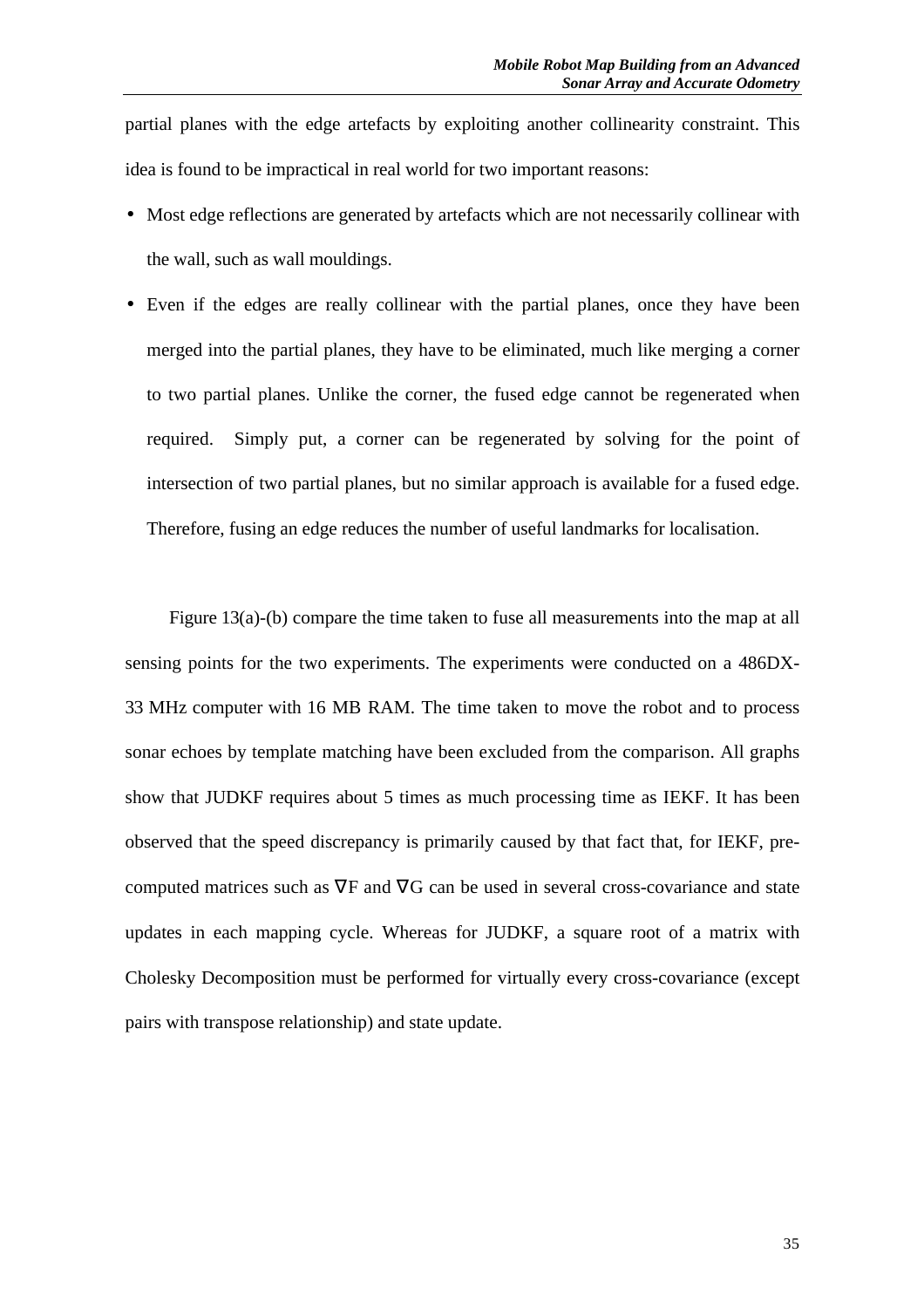partial planes with the edge artefacts by exploiting another collinearity constraint. This idea is found to be impractical in real world for two important reasons:

- Most edge reflections are generated by artefacts which are not necessarily collinear with the wall, such as wall mouldings.
- Even if the edges are really collinear with the partial planes, once they have been merged into the partial planes, they have to be eliminated, much like merging a corner to two partial planes. Unlike the corner, the fused edge cannot be regenerated when required. Simply put, a corner can be regenerated by solving for the point of intersection of two partial planes, but no similar approach is available for a fused edge. Therefore, fusing an edge reduces the number of useful landmarks for localisation.

Figure 13(a)-(b) compare the time taken to fuse all measurements into the map at all sensing points for the two experiments. The experiments were conducted on a 486DX-33 MHz computer with 16 MB RAM. The time taken to move the robot and to process sonar echoes by template matching have been excluded from the comparison. All graphs show that JUDKF requires about 5 times as much processing time as IEKF. It has been observed that the speed discrepancy is primarily caused by that fact that, for IEKF, pre-computed matrices such as $\nabla F$ and $\nabla G$ can be used in several cross-covariance and state updates in each mapping cycle. Whereas for JUDKF, a square root of a matrix with Cholesky Decomposition must be performed for virtually every cross-covariance (except pairs with transpose relationship) and state update.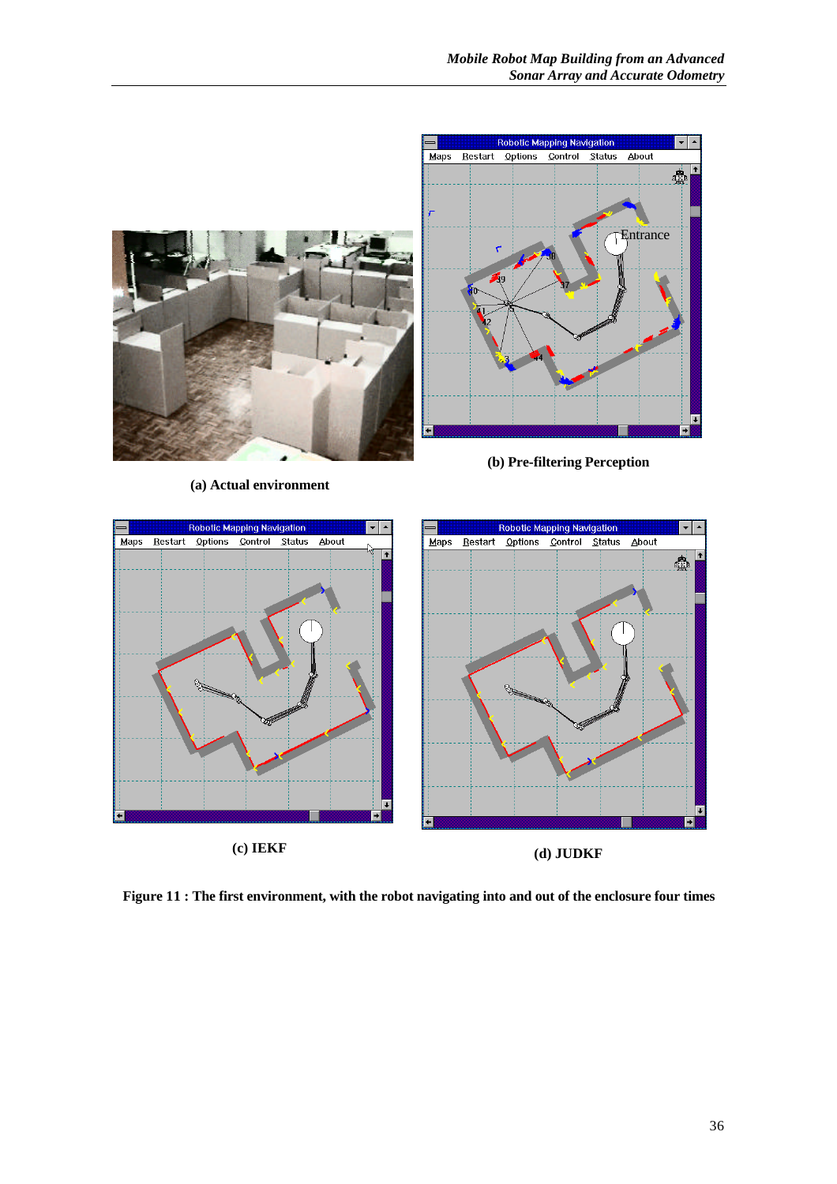(a) Actual environment

(b) Pre-filtering Perception

(c) IEKF

(d) JUDKF

**Figure 11 : The first environment, with the robot navigating into and out of the enclosure four times**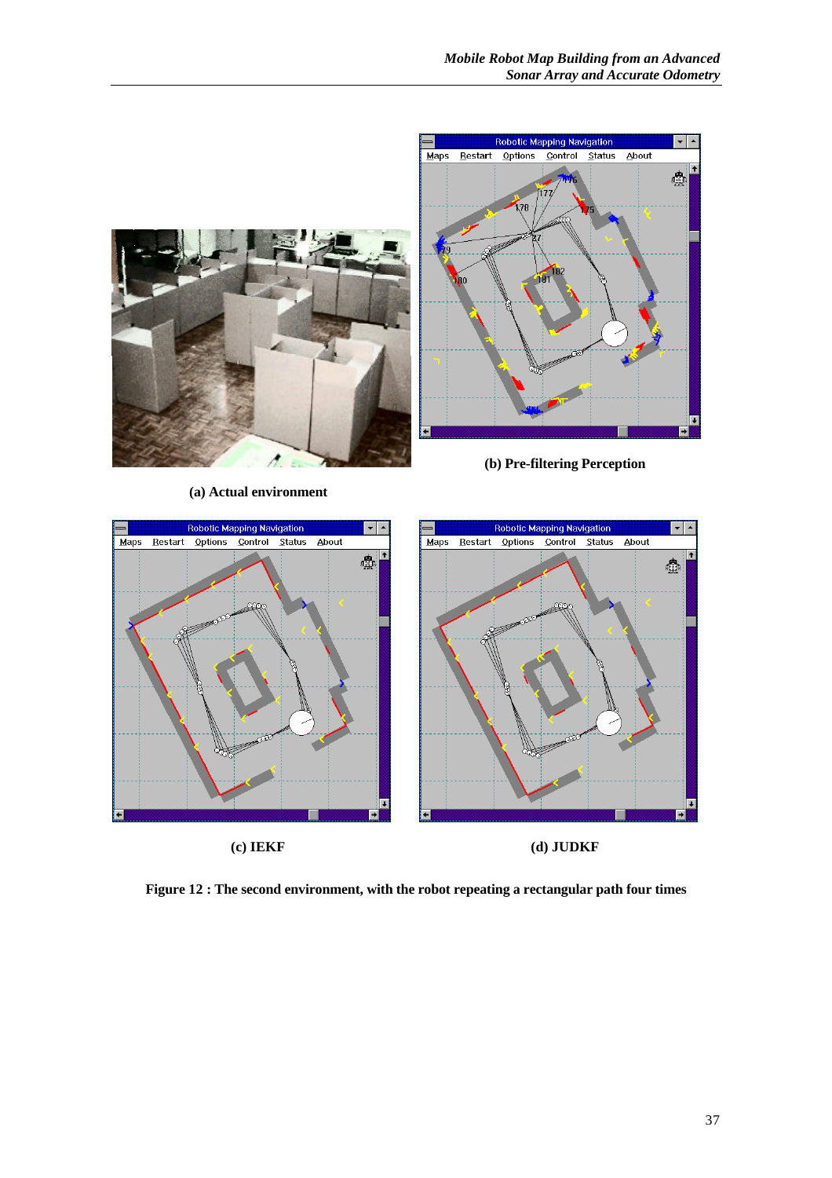(a) Actual environment

(b) Pre-filtering Perception

(c) IEKF

(d) JUDKF

**Figure 12 : The second environment, with the robot repeating a rectangular path four times**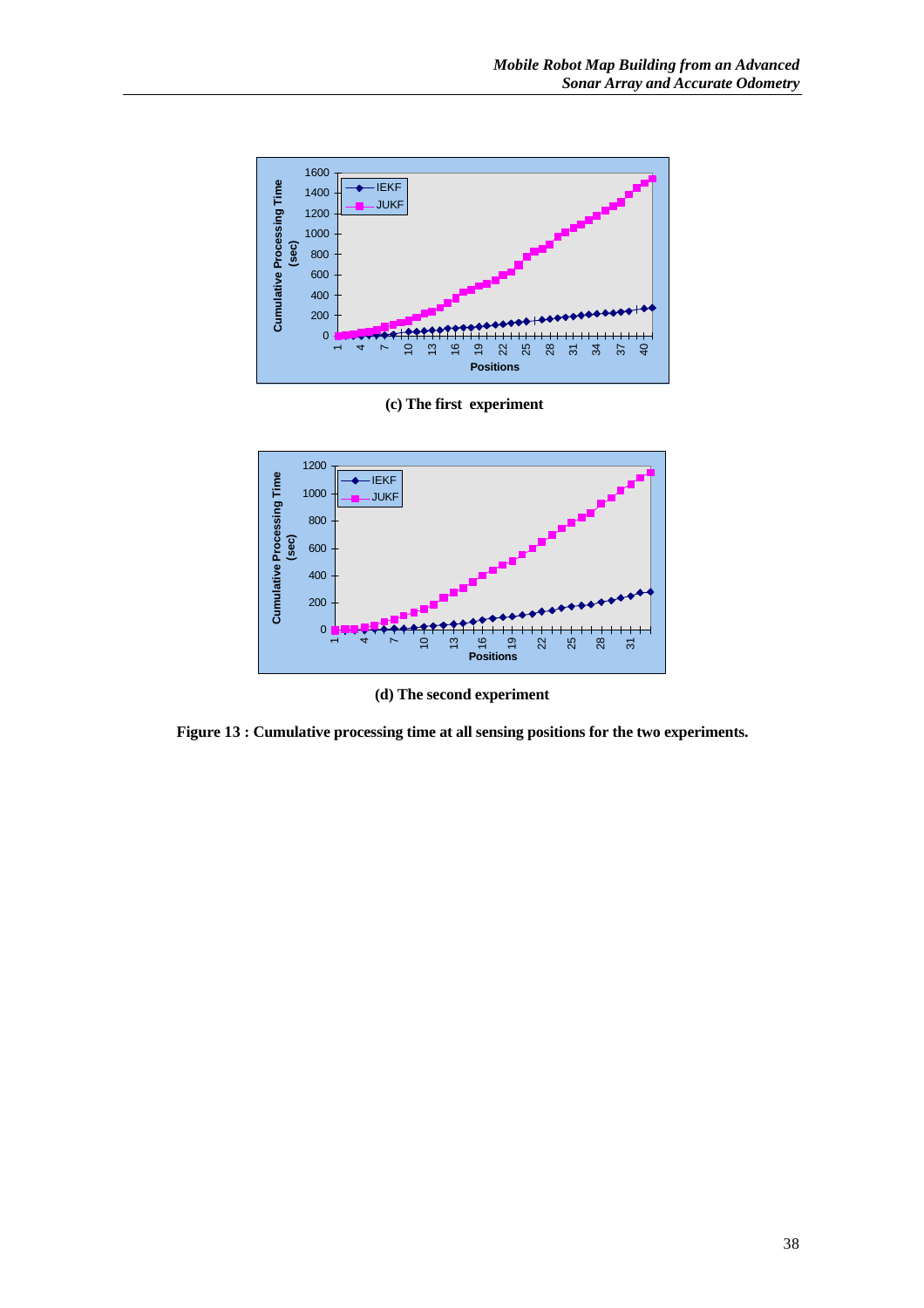(c) The first experiment

(d) The second experiment

**Figure 13 : Cumulative processing time at all sensing positions for the two experiments.**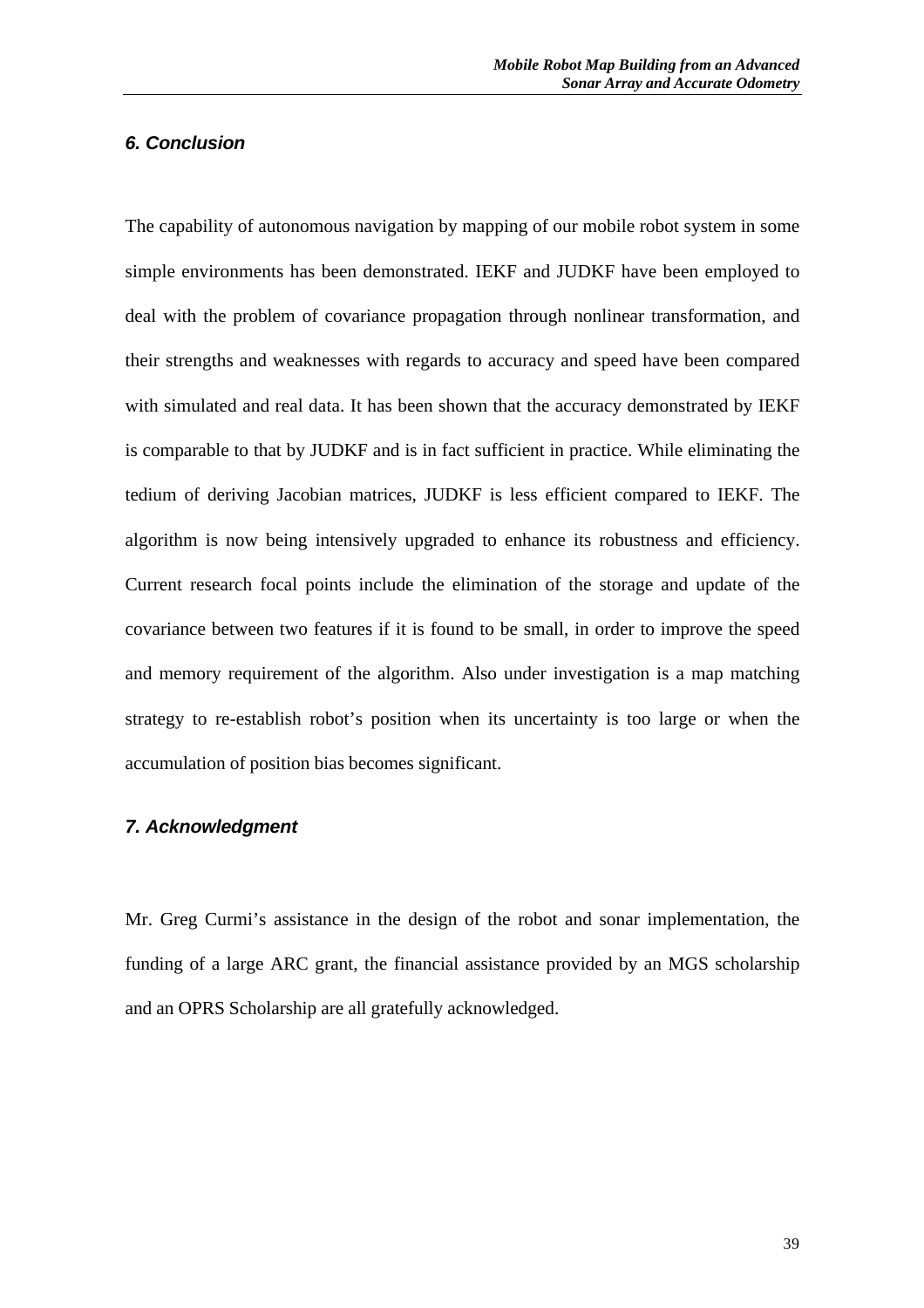### *6. Conclusion*

The capability of autonomous navigation by mapping of our mobile robot system in some simple environments has been demonstrated. IEKF and JUDKF have been employed to deal with the problem of covariance propagation through nonlinear transformation, and their strengths and weaknesses with regards to accuracy and speed have been compared with simulated and real data. It has been shown that the accuracy demonstrated by IEKF is comparable to that by JUDKF and is in fact sufficient in practice. While eliminating the tedium of deriving Jacobian matrices, JUDKF is less efficient compared to IEKF. The algorithm is now being intensively upgraded to enhance its robustness and efficiency. Current research focal points include the elimination of the storage and update of the covariance between two features if it is found to be small, in order to improve the speed and memory requirement of the algorithm. Also under investigation is a map matching strategy to re-establish robot's position when its uncertainty is too large or when the accumulation of position bias becomes significant.

### *7. Acknowledgment*

Mr. Greg Curmi's assistance in the design of the robot and sonar implementation, the funding of a large ARC grant, the financial assistance provided by an MGS scholarship and an OPRS Scholarship are all gratefully acknowledged.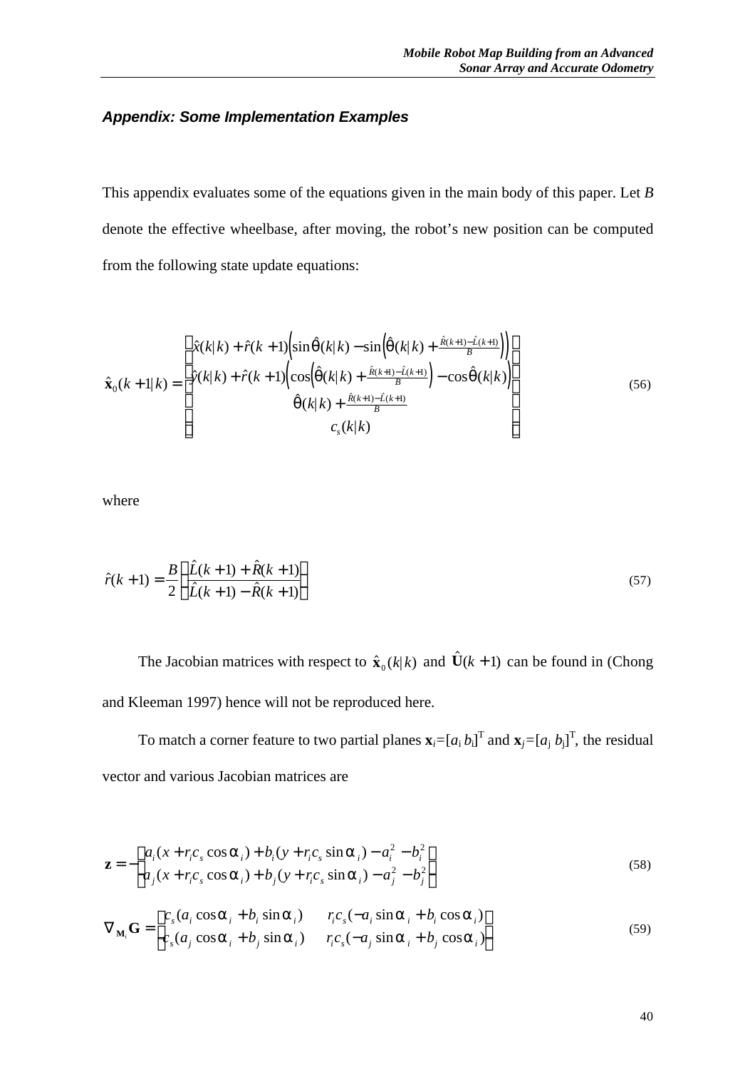## *Appendix: Some Implementation Examples*

This appendix evaluates some of the equations given in the main body of this paper. Let *B* denote the effective wheelbase, after moving, the robot's new position can be computed from the following state update equations:

$$
\hat{\mathbf{x}}_0(k+1|k) = \begin{bmatrix} \hat{x}(k|k) + \hat{r}(k+1)\left(\sin\hat{\theta}(k|k) - \sin\left(\hat{\theta}(k|k) + \frac{\hat{R}(k+1)-\hat{L}(k+1)}{B}\right)\right) \\ \hat{y}(k|k) + \hat{r}(k+1)\left(\cos\left(\hat{\theta}(k|k) + \frac{\hat{R}(k+1)-\hat{L}(k+1)}{B}\right) - \cos\hat{\theta}(k|k)\right) \\ \hat{\theta}(k|k) + \frac{\hat{R}(k+1)-\hat{L}(k+1)}{B} \\ c_s(k|k) \end{bmatrix} \tag{56}
$$

where

$$
\hat{r}(k+1) = \frac{B}{2}\left(\frac{\hat{L}(k+1)+\hat{R}(k+1)}{\hat{L}(k+1)-\hat{R}(k+1)}\right) \tag{57}
$$

The Jacobian matrices with respect to $\hat{\mathbf{x}}_0(k|k)$ and $\hat{\mathbf{U}}(k+1)$ can be found in (Chong and Kleeman 1997) hence will not be reproduced here.

To match a corner feature to two partial planes $\mathbf{x}_i=[a_i\; b_i]^{\mathrm{T}}$ and $\mathbf{x}_j=[a_j\; b_j]^{\mathrm{T}}$, the residual vector and various Jacobian matrices are

$$
\mathbf{z} = -\begin{bmatrix} a_i(x + r_i c_s\cos\alpha_i) + b_i(y + r_i c_s \sin\alpha_i) - a_i^2 - b_i^2 \\ a_j(x + r_i c_s\cos\alpha_i) + b_j(y + r_i c_s \sin\alpha_i) - a_j^2 - b_j^2 \end{bmatrix} \tag{58}
$$

$$
\nabla_{\mathbf{M}_i}\mathbf{G} = \begin{bmatrix} c_s(a_i\cos\alpha_i + b_i\sin\alpha_i) & r_i c_s(-a_i\sin\alpha_i + b_i\cos\alpha_i) \\ c_s(a_j\cos\alpha_i + b_j\sin\alpha_i) & r_i c_s(-a_j\sin\alpha_i + b_j\cos\alpha_i) \end{bmatrix} \tag{59}
$$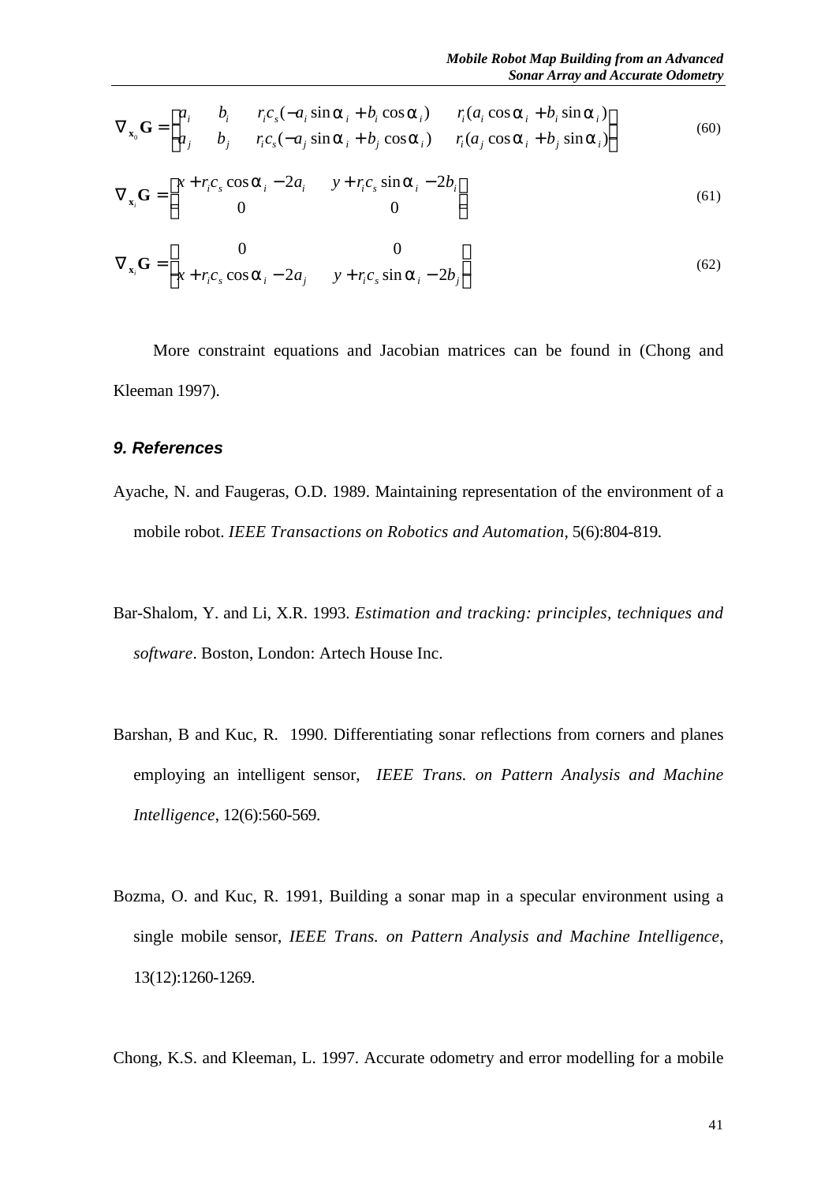$$\nabla_{\mathbf{x}_0}\mathbf{G} = \begin{bmatrix} a_i & b_i & r_i c_s(-a_i \sin\alpha_i + b_i \cos\alpha_i) & r_i(a_i \cos\alpha_i + b_i \sin\alpha_i) \\ a_j & b_j & r_i c_s(-a_j \sin\alpha_i + b_j \cos\alpha_i) & r_i(a_j \cos\alpha_i + b_j \sin\alpha_i) \end{bmatrix} \tag{60}$$

$$\nabla_{\mathbf{x}_i}\mathbf{G} = \begin{bmatrix} x + r_i c_s \cos\alpha_i - 2a_i & y + r_i c_s \sin\alpha_i - 2b_i \\ 0 & 0 \end{bmatrix} \tag{61}$$

$$\nabla_{\mathbf{x}_j}\mathbf{G} = \begin{bmatrix} 0 & 0 \\ x + r_i c_s \cos\alpha_i - 2a_j & y + r_i c_s \sin\alpha_i - 2b_j \end{bmatrix} \tag{62}$$

More constraint equations and Jacobian matrices can be found in (Chong and Kleeman 1997).

## 9. References

Ayache, N. and Faugeras, O.D. 1989. Maintaining representation of the environment of a mobile robot. *IEEE Transactions on Robotics and Automation*, 5(6):804-819.

Bar-Shalom, Y. and Li, X.R. 1993. *Estimation and tracking: principles, techniques and software*. Boston, London: Artech House Inc.

Barshan, B and Kuc, R. 1990. Differentiating sonar reflections from corners and planes employing an intelligent sensor, *IEEE Trans. on Pattern Analysis and Machine Intelligence*, 12(6):560-569.

Bozma, O. and Kuc, R. 1991, Building a sonar map in a specular environment using a single mobile sensor, *IEEE Trans. on Pattern Analysis and Machine Intelligence*, 13(12):1260-1269.

Chong, K.S. and Kleeman, L. 1997. Accurate odometry and error modelling for a mobile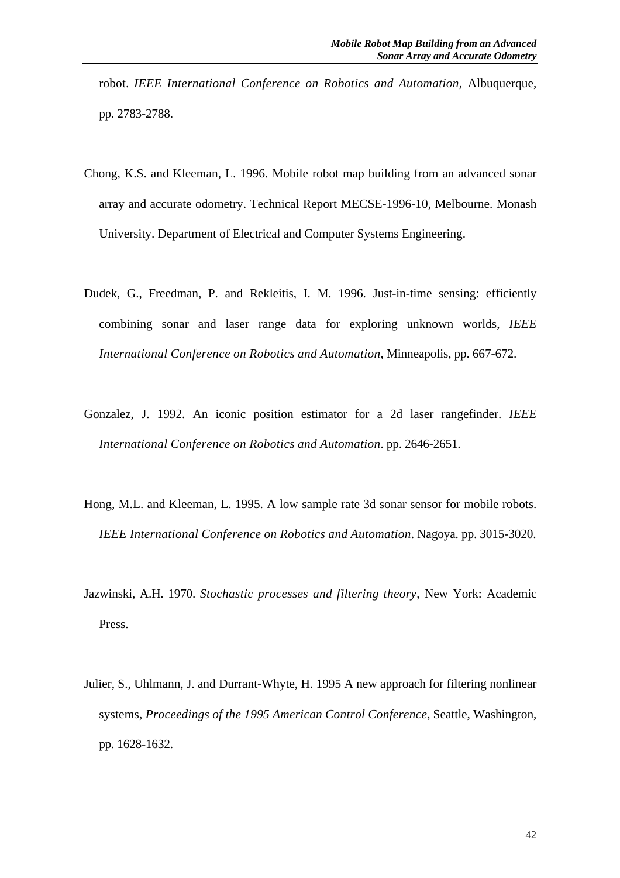robot. *IEEE International Conference on Robotics and Automation*, Albuquerque, pp. 2783-2788.

Chong, K.S. and Kleeman, L. 1996. Mobile robot map building from an advanced sonar array and accurate odometry. Technical Report MECSE-1996-10, Melbourne. Monash University. Department of Electrical and Computer Systems Engineering.

Dudek, G., Freedman, P. and Rekleitis, I. M. 1996. Just-in-time sensing: efficiently combining sonar and laser range data for exploring unknown worlds, *IEEE International Conference on Robotics and Automation*, Minneapolis, pp. 667-672.

Gonzalez, J. 1992. An iconic position estimator for a 2d laser rangefinder. *IEEE International Conference on Robotics and Automation*. pp. 2646-2651.

Hong, M.L. and Kleeman, L. 1995. A low sample rate 3d sonar sensor for mobile robots. *IEEE International Conference on Robotics and Automation*. Nagoya. pp. 3015-3020.

Jazwinski, A.H. 1970. *Stochastic processes and filtering theory*, New York: Academic Press.

Julier, S., Uhlmann, J. and Durrant-Whyte, H. 1995 A new approach for filtering nonlinear systems, *Proceedings of the 1995 American Control Conference*, Seattle, Washington, pp. 1628-1632.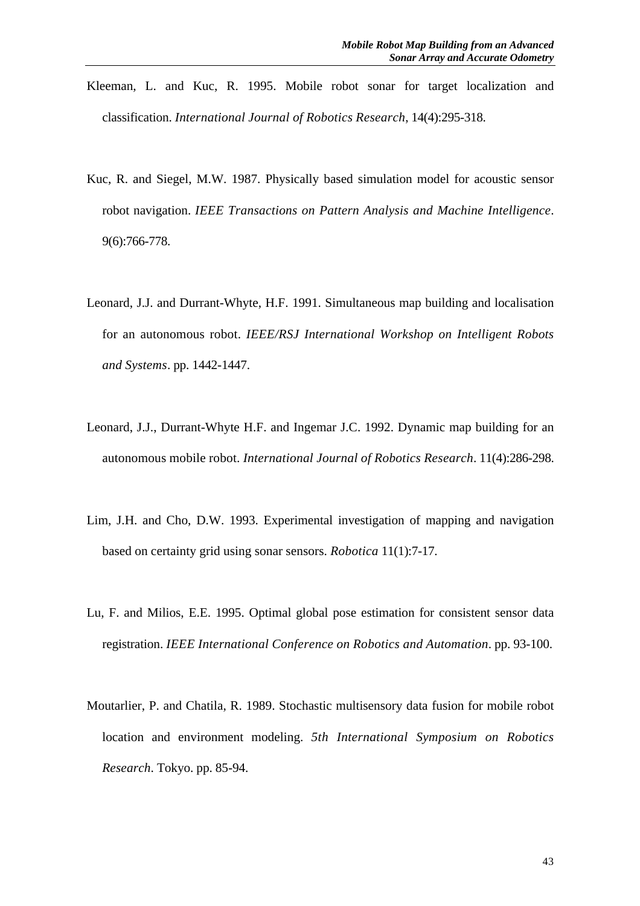Kleeman, L. and Kuc, R. 1995. Mobile robot sonar for target localization and classification. *International Journal of Robotics Research*, 14(4):295-318.

Kuc, R. and Siegel, M.W. 1987. Physically based simulation model for acoustic sensor robot navigation. *IEEE Transactions on Pattern Analysis and Machine Intelligence*. 9(6):766-778.

Leonard, J.J. and Durrant-Whyte, H.F. 1991. Simultaneous map building and localisation for an autonomous robot. *IEEE/RSJ International Workshop on Intelligent Robots and Systems*. pp. 1442-1447.

Leonard, J.J., Durrant-Whyte H.F. and Ingemar J.C. 1992. Dynamic map building for an autonomous mobile robot. *International Journal of Robotics Research*. 11(4):286-298.

Lim, J.H. and Cho, D.W. 1993. Experimental investigation of mapping and navigation based on certainty grid using sonar sensors. *Robotica* 11(1):7-17.

Lu, F. and Milios, E.E. 1995. Optimal global pose estimation for consistent sensor data registration. *IEEE International Conference on Robotics and Automation*. pp. 93-100.

Moutarlier, P. and Chatila, R. 1989. Stochastic multisensory data fusion for mobile robot location and environment modeling. *5th International Symposium on Robotics Research*. Tokyo. pp. 85-94.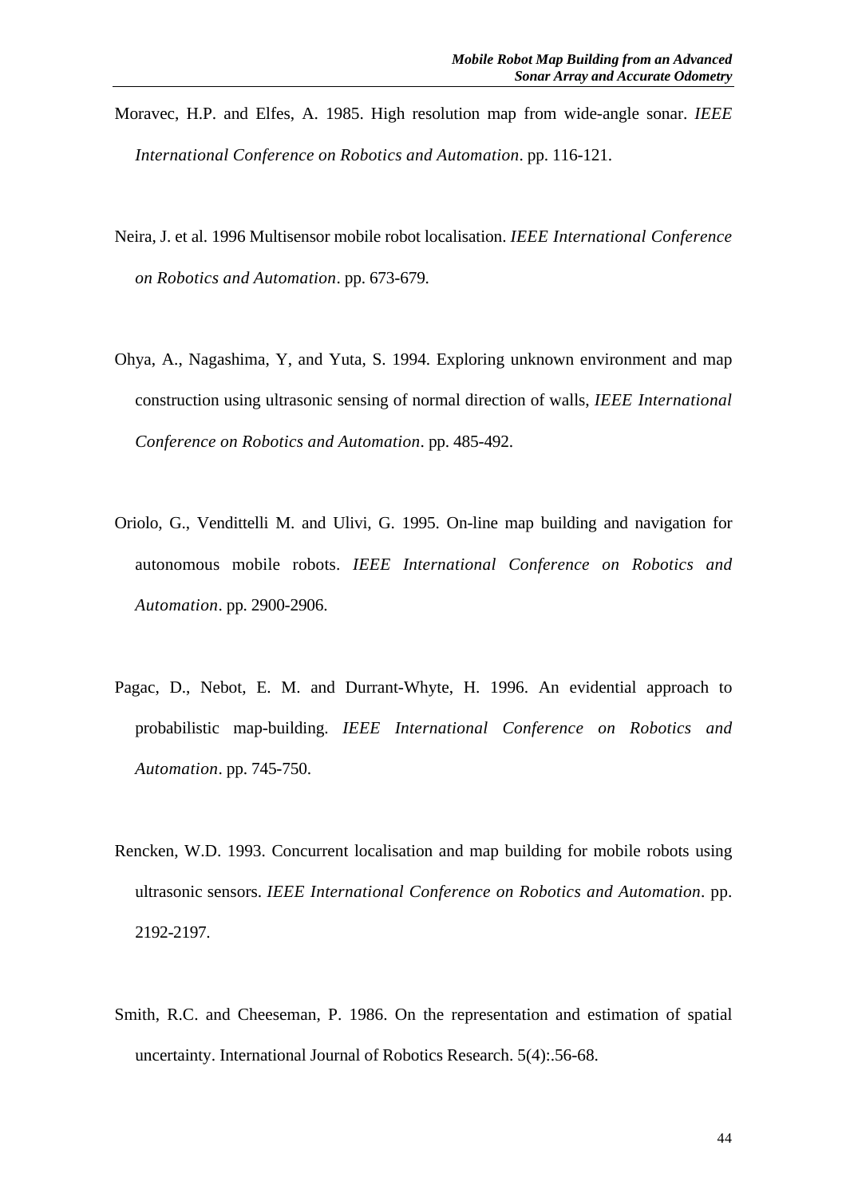Moravec, H.P. and Elfes, A. 1985. High resolution map from wide-angle sonar. *IEEE International Conference on Robotics and Automation*. pp. 116-121.

Neira, J. et al. 1996 Multisensor mobile robot localisation. *IEEE International Conference on Robotics and Automation*. pp. 673-679.

Ohya, A., Nagashima, Y, and Yuta, S. 1994. Exploring unknown environment and map construction using ultrasonic sensing of normal direction of walls, *IEEE International Conference on Robotics and Automation*. pp. 485-492.

Oriolo, G., Vendittelli M. and Ulivi, G. 1995. On-line map building and navigation for autonomous mobile robots. *IEEE International Conference on Robotics and Automation*. pp. 2900-2906.

Pagac, D., Nebot, E. M. and Durrant-Whyte, H. 1996. An evidential approach to probabilistic map-building. *IEEE International Conference on Robotics and Automation*. pp. 745-750.

Rencken, W.D. 1993. Concurrent localisation and map building for mobile robots using ultrasonic sensors. *IEEE International Conference on Robotics and Automation*. pp. 2192-2197.

Smith, R.C. and Cheeseman, P. 1986. On the representation and estimation of spatial uncertainty. International Journal of Robotics Research. 5(4):.56-68.